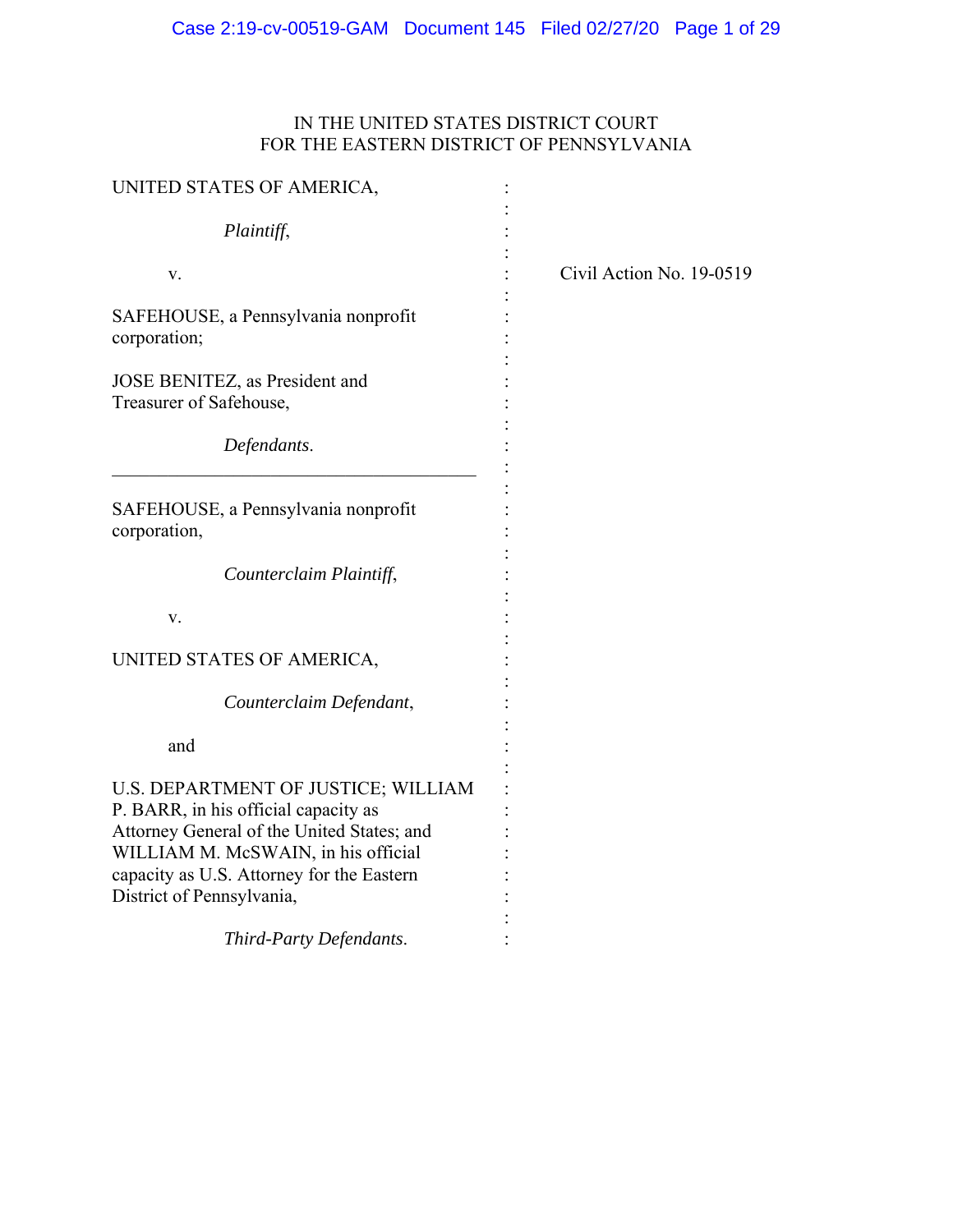IN THE UNITED STATES DISTRICT COURT
FOR THE EASTERN DISTRICT OF PENNSYLVANIA

UNITED STATES OF AMERICA,

*Plaintiff*,

v.

SAFEHOUSE, a Pennsylvania nonprofit corporation;

JOSE BENITEZ, as President and Treasurer of Safehouse,

*Defendants*.

---

SAFEHOUSE, a Pennsylvania nonprofit corporation,

*Counterclaim Plaintiff*,

v.

UNITED STATES OF AMERICA,

*Counterclaim Defendant*,

and

U.S. DEPARTMENT OF JUSTICE; WILLIAM P. BARR, in his official capacity as Attorney General of the United States; and WILLIAM M. McSWAIN, in his official capacity as U.S. Attorney for the Eastern District of Pennsylvania,

*Third-Party Defendants*.

Civil Action No. 19-0519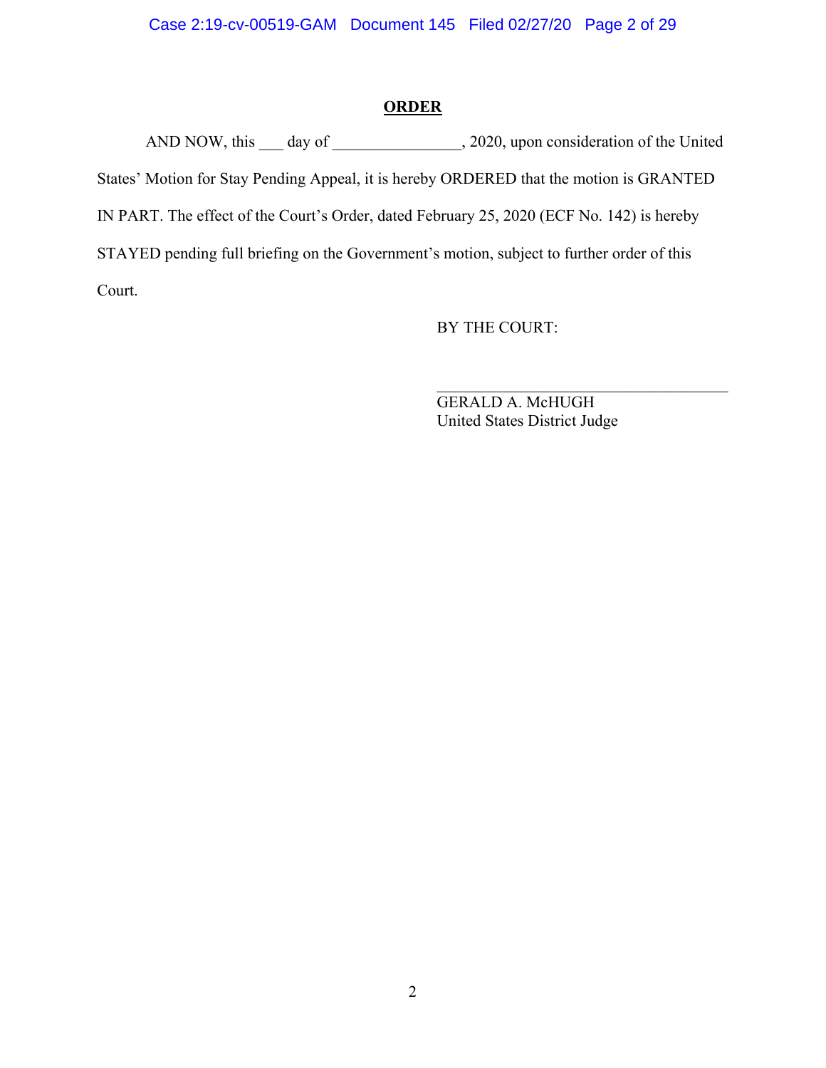**ORDER**

AND NOW, this ___ day of ________________, 2020, upon consideration of the United States' Motion for Stay Pending Appeal, it is hereby ORDERED that the motion is GRANTED IN PART. The effect of the Court's Order, dated February 25, 2020 (ECF No. 142) is hereby STAYED pending full briefing on the Government's motion, subject to further order of this Court.

BY THE COURT:

_________________________________
GERALD A. McHUGH
United States District Judge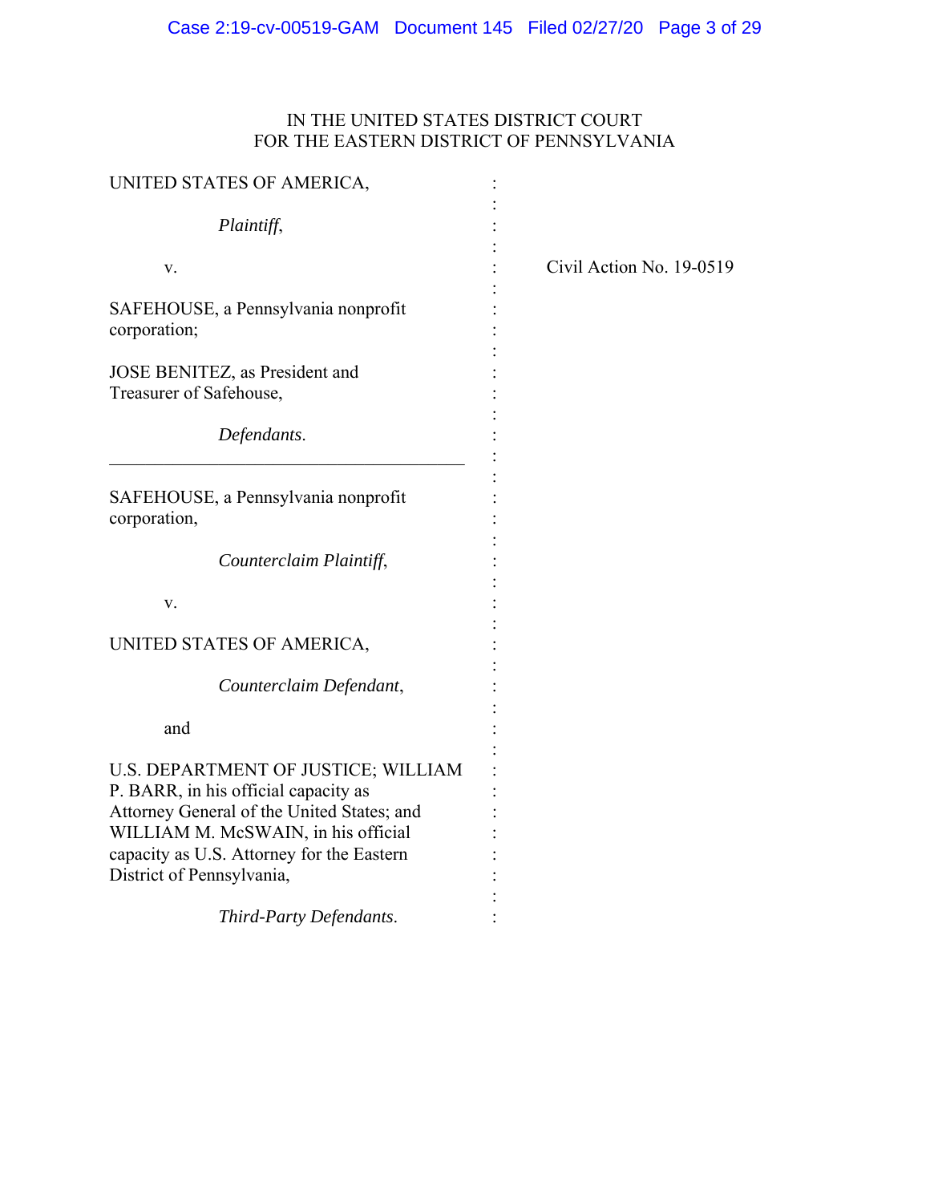IN THE UNITED STATES DISTRICT COURT
FOR THE EASTERN DISTRICT OF PENNSYLVANIA

UNITED STATES OF AMERICA,

*Plaintiff*,

v.

SAFEHOUSE, a Pennsylvania nonprofit corporation;

JOSE BENITEZ, as President and Treasurer of Safehouse,

*Defendants*.

---

SAFEHOUSE, a Pennsylvania nonprofit corporation,

*Counterclaim Plaintiff*,

v.

UNITED STATES OF AMERICA,

*Counterclaim Defendant*,

and

U.S. DEPARTMENT OF JUSTICE; WILLIAM P. BARR, in his official capacity as Attorney General of the United States; and WILLIAM M. McSWAIN, in his official capacity as U.S. Attorney for the Eastern District of Pennsylvania,

*Third-Party Defendants*.

Civil Action No. 19-0519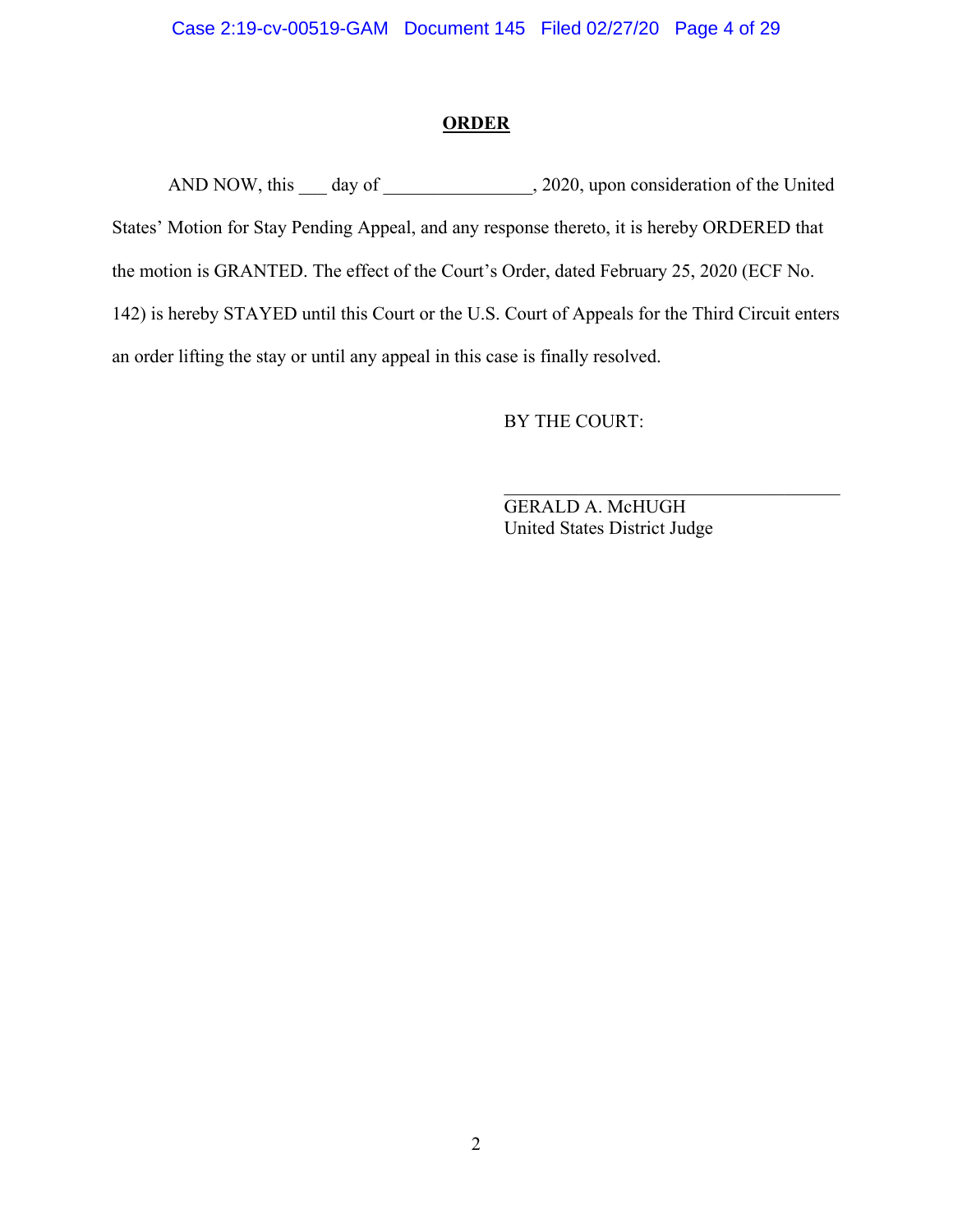# ORDER

AND NOW, this ___ day of ________________, 2020, upon consideration of the United States' Motion for Stay Pending Appeal, and any response thereto, it is hereby ORDERED that the motion is GRANTED. The effect of the Court's Order, dated February 25, 2020 (ECF No. 142) is hereby STAYED until this Court or the U.S. Court of Appeals for the Third Circuit enters an order lifting the stay or until any appeal in this case is finally resolved.

BY THE COURT:

________________________________
GERALD A. McHUGH
United States District Judge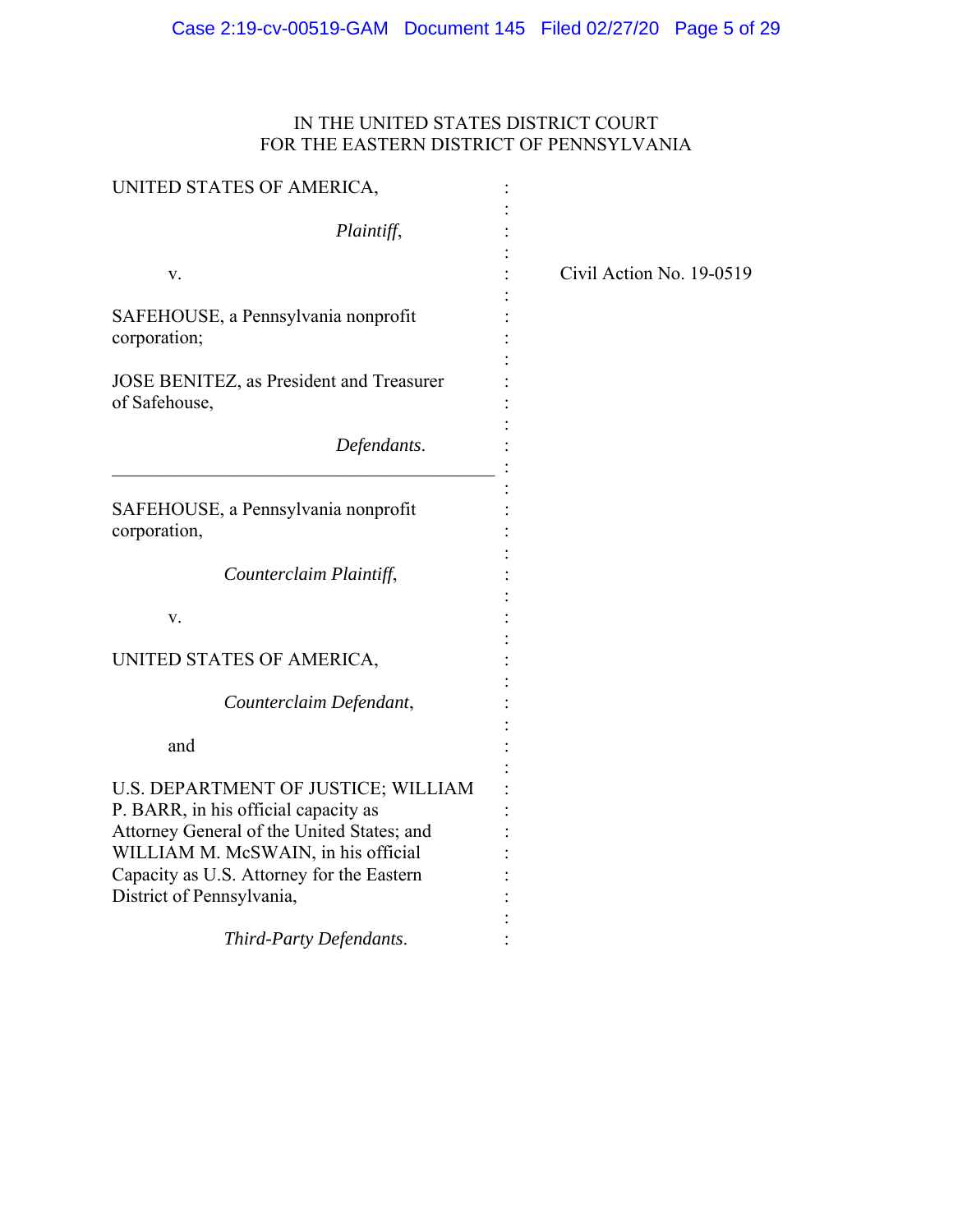IN THE UNITED STATES DISTRICT COURT
FOR THE EASTERN DISTRICT OF PENNSYLVANIA

UNITED STATES OF AMERICA,

*Plaintiff*,

v.

SAFEHOUSE, a Pennsylvania nonprofit corporation;

JOSE BENITEZ, as President and Treasurer of Safehouse,

*Defendants*.

Civil Action No. 19-0519

---

SAFEHOUSE, a Pennsylvania nonprofit corporation,

*Counterclaim Plaintiff*,

v.

UNITED STATES OF AMERICA,

*Counterclaim Defendant*,

and

U.S. DEPARTMENT OF JUSTICE; WILLIAM P. BARR, in his official capacity as Attorney General of the United States; and WILLIAM M. McSWAIN, in his official Capacity as U.S. Attorney for the Eastern District of Pennsylvania,

*Third-Party Defendants*.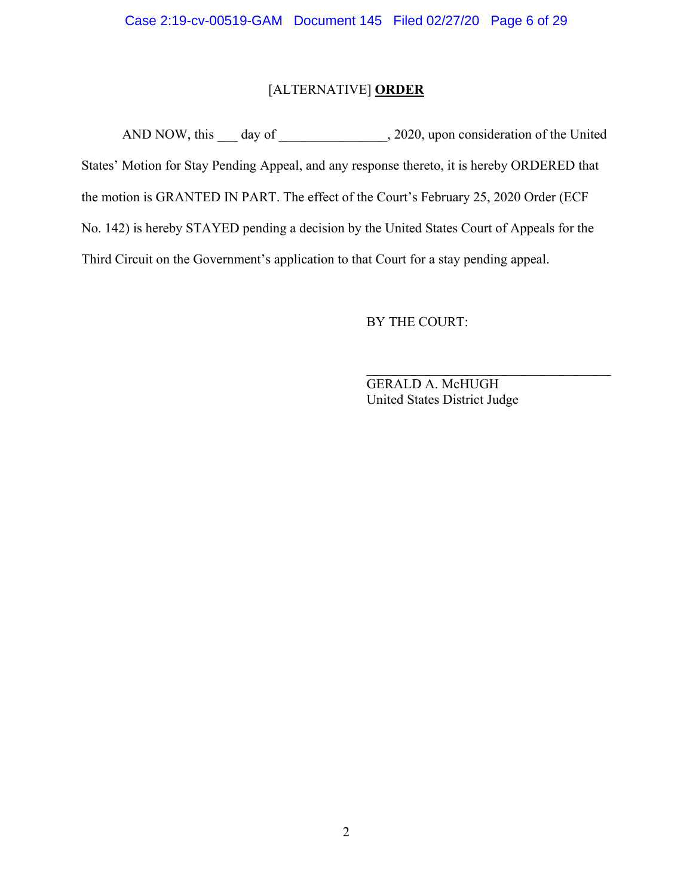# [ALTERNATIVE] **ORDER**

AND NOW, this ___ day of ________________, 2020, upon consideration of the United States' Motion for Stay Pending Appeal, and any response thereto, it is hereby ORDERED that the motion is GRANTED IN PART. The effect of the Court's February 25, 2020 Order (ECF No. 142) is hereby STAYED pending a decision by the United States Court of Appeals for the Third Circuit on the Government's application to that Court for a stay pending appeal.

BY THE COURT:

_______________________________
GERALD A. McHUGH
United States District Judge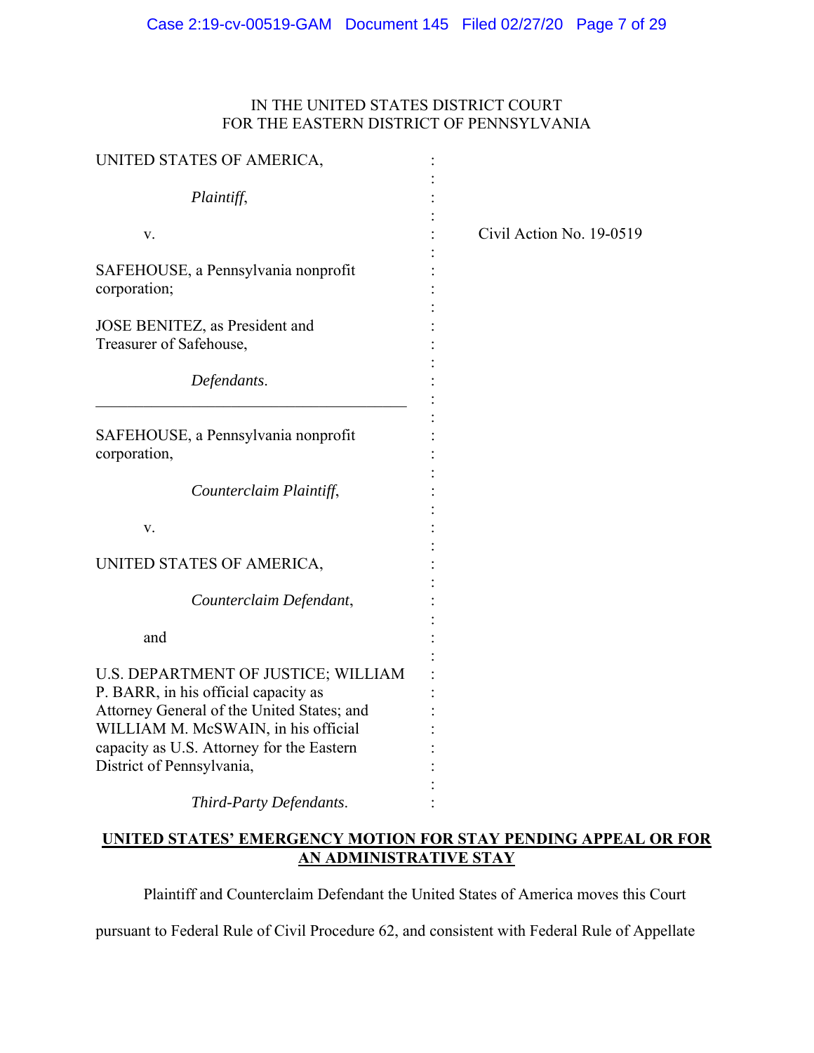IN THE UNITED STATES DISTRICT COURT
FOR THE EASTERN DISTRICT OF PENNSYLVANIA

UNITED STATES OF AMERICA,

*Plaintiff*,

v.

SAFEHOUSE, a Pennsylvania nonprofit corporation;

JOSE BENITEZ, as President and Treasurer of Safehouse,

*Defendants*.

---

SAFEHOUSE, a Pennsylvania nonprofit corporation,

*Counterclaim Plaintiff*,

v.

UNITED STATES OF AMERICA,

*Counterclaim Defendant*,

and

U.S. DEPARTMENT OF JUSTICE; WILLIAM P. BARR, in his official capacity as Attorney General of the United States; and WILLIAM M. McSWAIN, in his official capacity as U.S. Attorney for the Eastern District of Pennsylvania,

*Third-Party Defendants*.

Civil Action No. 19-0519

**UNITED STATES' EMERGENCY MOTION FOR STAY PENDING APPEAL OR FOR AN ADMINISTRATIVE STAY**

Plaintiff and Counterclaim Defendant the United States of America moves this Court pursuant to Federal Rule of Civil Procedure 62, and consistent with Federal Rule of Appellate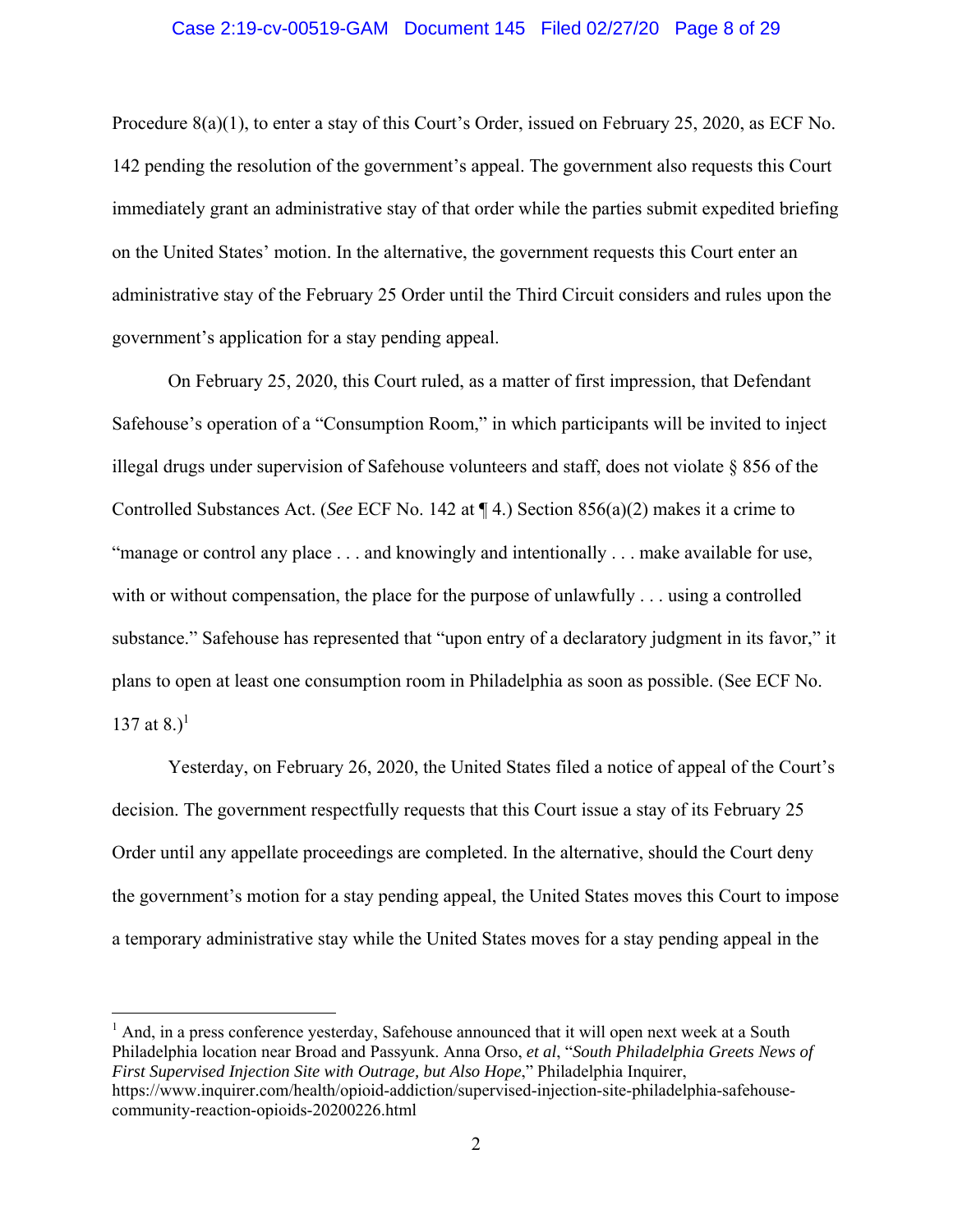Procedure 8(a)(1), to enter a stay of this Court's Order, issued on February 25, 2020, as ECF No. 142 pending the resolution of the government's appeal. The government also requests this Court immediately grant an administrative stay of that order while the parties submit expedited briefing on the United States' motion. In the alternative, the government requests this Court enter an administrative stay of the February 25 Order until the Third Circuit considers and rules upon the government's application for a stay pending appeal.

On February 25, 2020, this Court ruled, as a matter of first impression, that Defendant Safehouse's operation of a "Consumption Room," in which participants will be invited to inject illegal drugs under supervision of Safehouse volunteers and staff, does not violate § 856 of the Controlled Substances Act. (*See* ECF No. 142 at ¶ 4.) Section 856(a)(2) makes it a crime to "manage or control any place . . . and knowingly and intentionally . . . make available for use, with or without compensation, the place for the purpose of unlawfully . . . using a controlled substance." Safehouse has represented that "upon entry of a declaratory judgment in its favor," it plans to open at least one consumption room in Philadelphia as soon as possible. (See ECF No. 137 at 8.)[1]

Yesterday, on February 26, 2020, the United States filed a notice of appeal of the Court's decision. The government respectfully requests that this Court issue a stay of its February 25 Order until any appellate proceedings are completed. In the alternative, should the Court deny the government's motion for a stay pending appeal, the United States moves this Court to impose a temporary administrative stay while the United States moves for a stay pending appeal in the

---

[1] And, in a press conference yesterday, Safehouse announced that it will open next week at a South Philadelphia location near Broad and Passyunk. Anna Orso, *et al*, "*South Philadelphia Greets News of First Supervised Injection Site with Outrage, but Also Hope*," Philadelphia Inquirer, https://www.inquirer.com/health/opioid-addiction/supervised-injection-site-philadelphia-safehouse-community-reaction-opioids-20200226.html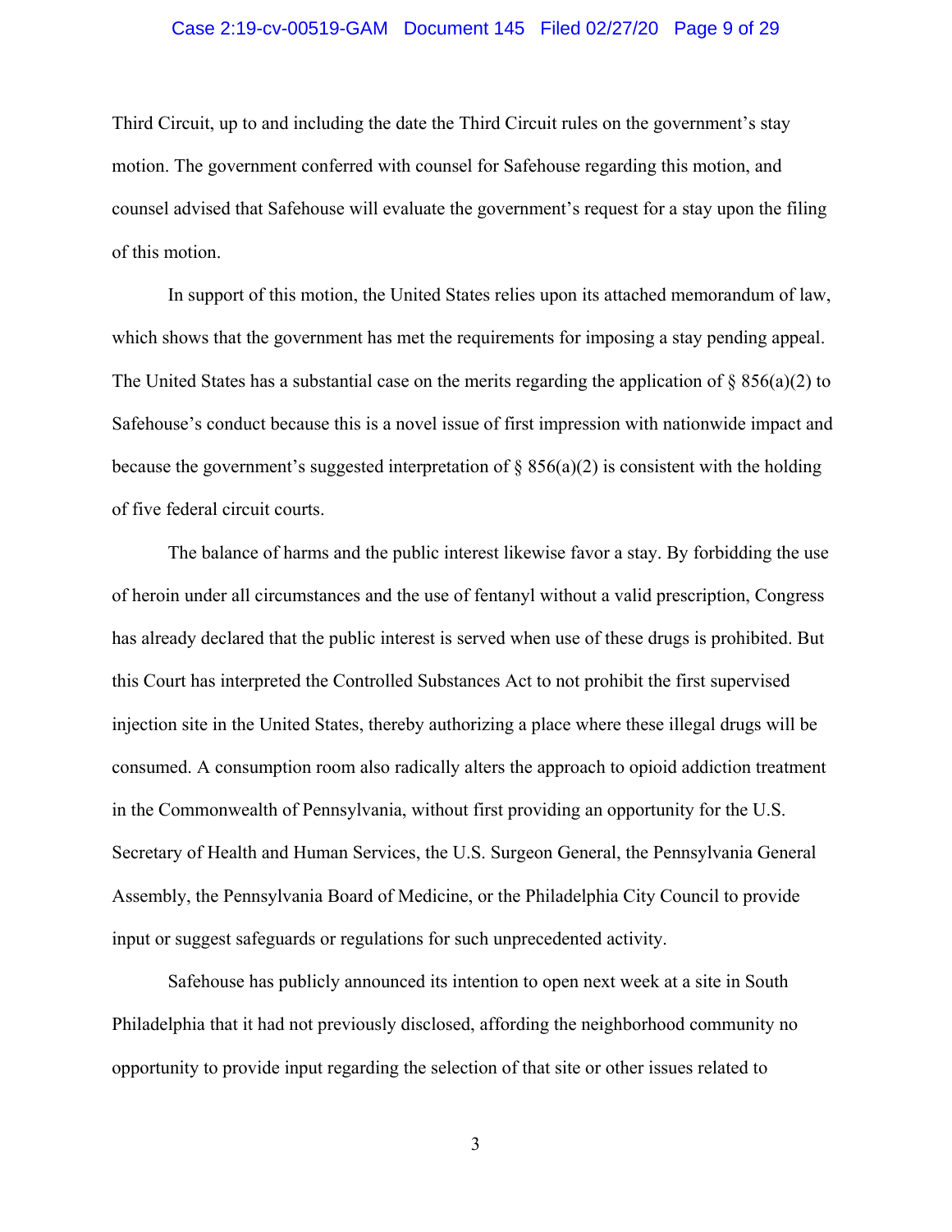Third Circuit, up to and including the date the Third Circuit rules on the government's stay motion. The government conferred with counsel for Safehouse regarding this motion, and counsel advised that Safehouse will evaluate the government's request for a stay upon the filing of this motion.

In support of this motion, the United States relies upon its attached memorandum of law, which shows that the government has met the requirements for imposing a stay pending appeal. The United States has a substantial case on the merits regarding the application of § 856(a)(2) to Safehouse's conduct because this is a novel issue of first impression with nationwide impact and because the government's suggested interpretation of § 856(a)(2) is consistent with the holding of five federal circuit courts.

The balance of harms and the public interest likewise favor a stay. By forbidding the use of heroin under all circumstances and the use of fentanyl without a valid prescription, Congress has already declared that the public interest is served when use of these drugs is prohibited. But this Court has interpreted the Controlled Substances Act to not prohibit the first supervised injection site in the United States, thereby authorizing a place where these illegal drugs will be consumed. A consumption room also radically alters the approach to opioid addiction treatment in the Commonwealth of Pennsylvania, without first providing an opportunity for the U.S. Secretary of Health and Human Services, the U.S. Surgeon General, the Pennsylvania General Assembly, the Pennsylvania Board of Medicine, or the Philadelphia City Council to provide input or suggest safeguards or regulations for such unprecedented activity.

Safehouse has publicly announced its intention to open next week at a site in South Philadelphia that it had not previously disclosed, affording the neighborhood community no opportunity to provide input regarding the selection of that site or other issues related to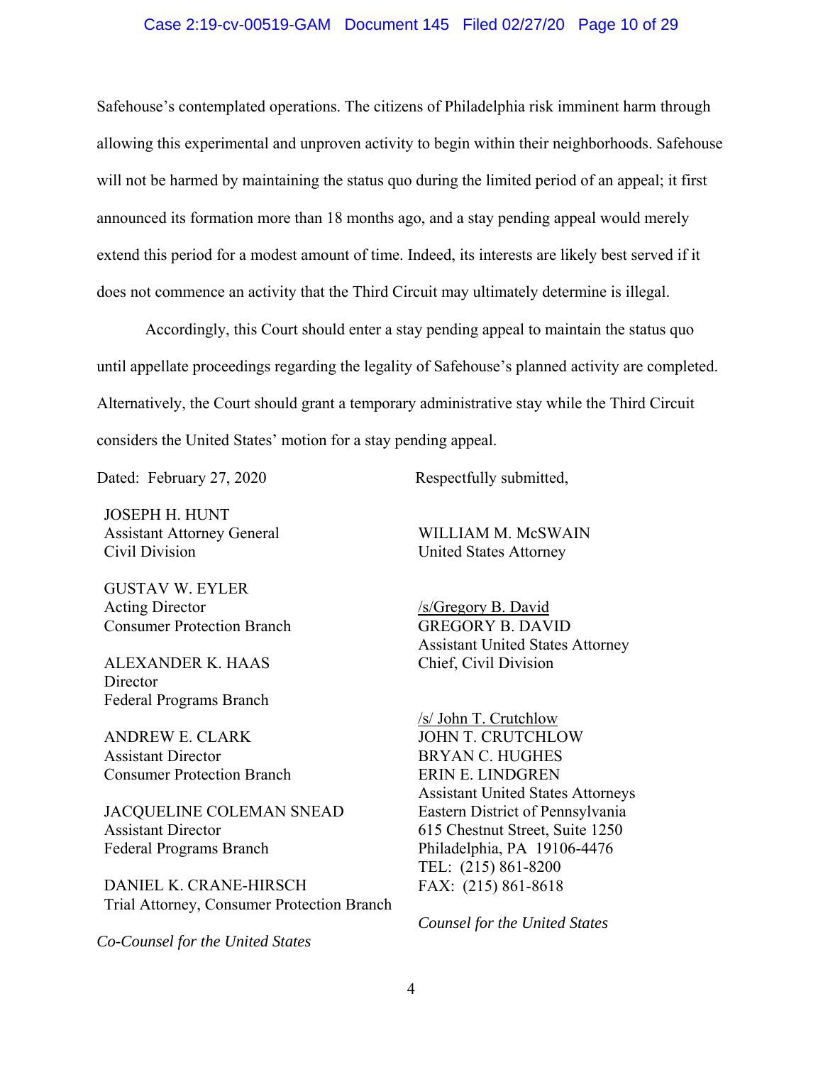Safehouse's contemplated operations. The citizens of Philadelphia risk imminent harm through allowing this experimental and unproven activity to begin within their neighborhoods. Safehouse will not be harmed by maintaining the status quo during the limited period of an appeal; it first announced its formation more than 18 months ago, and a stay pending appeal would merely extend this period for a modest amount of time. Indeed, its interests are likely best served if it does not commence an activity that the Third Circuit may ultimately determine is illegal.

Accordingly, this Court should enter a stay pending appeal to maintain the status quo until appellate proceedings regarding the legality of Safehouse's planned activity are completed. Alternatively, the Court should grant a temporary administrative stay while the Third Circuit considers the United States' motion for a stay pending appeal.

Dated: February 27, 2020

Respectfully submitted,

JOSEPH H. HUNT
Assistant Attorney General
Civil Division

GUSTAV W. EYLER
Acting Director
Consumer Protection Branch

ALEXANDER K. HAAS
Director
Federal Programs Branch

ANDREW E. CLARK
Assistant Director
Consumer Protection Branch

JACQUELINE COLEMAN SNEAD
Assistant Director
Federal Programs Branch

DANIEL K. CRANE-HIRSCH
Trial Attorney, Consumer Protection Branch

*Co-Counsel for the United States*

WILLIAM M. McSWAIN
United States Attorney

/s/Gregory B. David
GREGORY B. DAVID
Assistant United States Attorney
Chief, Civil Division

/s/ John T. Crutchlow
JOHN T. CRUTCHLOW
BRYAN C. HUGHES
ERIN E. LINDGREN
Assistant United States Attorneys
Eastern District of Pennsylvania
615 Chestnut Street, Suite 1250
Philadelphia, PA 19106-4476
TEL: (215) 861-8200
FAX: (215) 861-8618

*Counsel for the United States*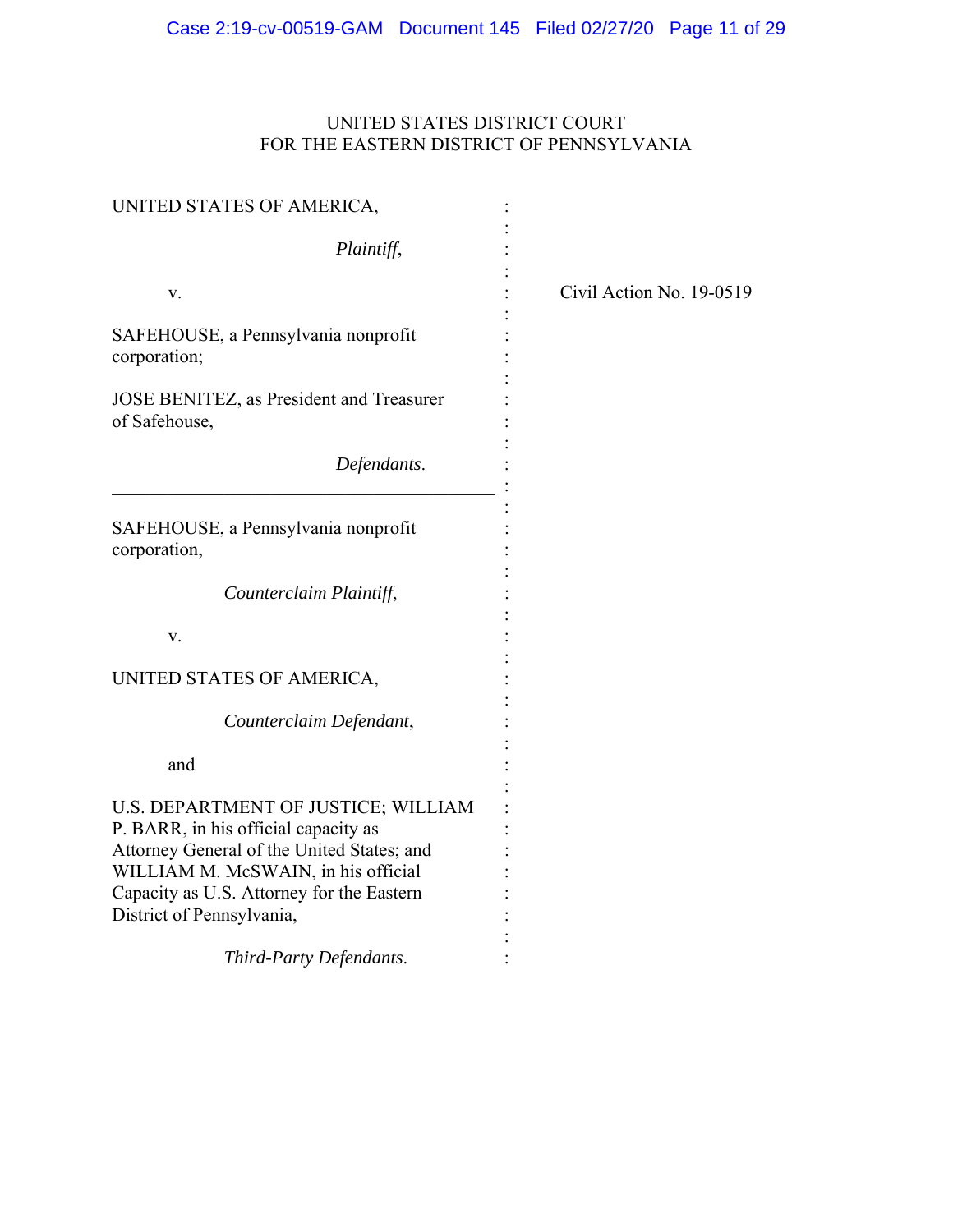UNITED STATES DISTRICT COURT
FOR THE EASTERN DISTRICT OF PENNSYLVANIA

| | | |
|---|---|---|
| UNITED STATES OF AMERICA,<br><br>*Plaintiff*,<br><br>v.<br><br>SAFEHOUSE, a Pennsylvania nonprofit corporation;<br><br>JOSE BENITEZ, as President and Treasurer of Safehouse,<br><br>*Defendants*. | : | Civil Action No. 19-0519 |
| SAFEHOUSE, a Pennsylvania nonprofit corporation,<br><br>*Counterclaim Plaintiff*,<br><br>v.<br><br>UNITED STATES OF AMERICA,<br><br>*Counterclaim Defendant*,<br><br>and<br><br>U.S. DEPARTMENT OF JUSTICE; WILLIAM P. BARR, in his official capacity as Attorney General of the United States; and WILLIAM M. McSWAIN, in his official Capacity as U.S. Attorney for the Eastern District of Pennsylvania,<br><br>*Third-Party Defendants*. | : | |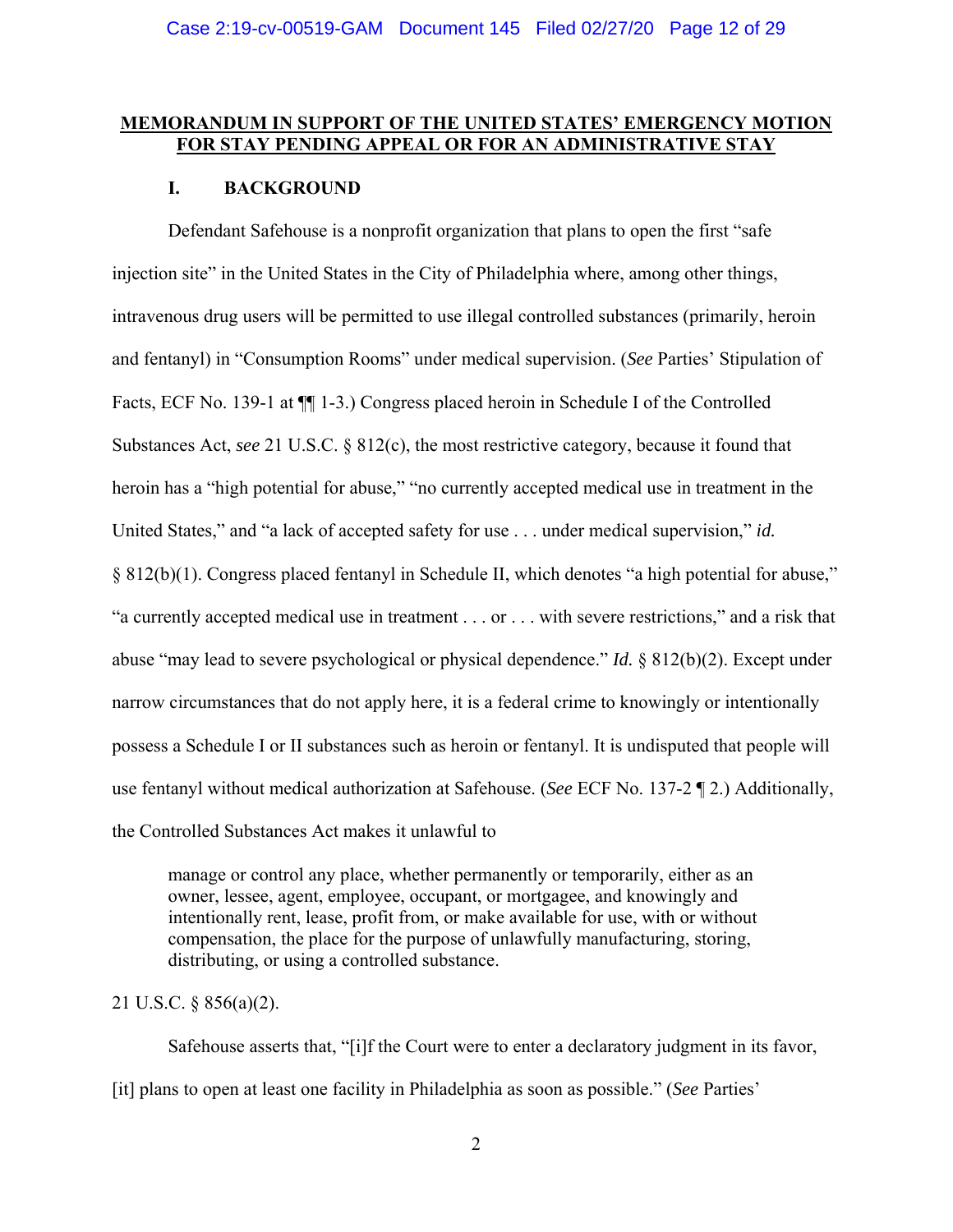**MEMORANDUM IN SUPPORT OF THE UNITED STATES' EMERGENCY MOTION FOR STAY PENDING APPEAL OR FOR AN ADMINISTRATIVE STAY**

## I. BACKGROUND

Defendant Safehouse is a nonprofit organization that plans to open the first "safe injection site" in the United States in the City of Philadelphia where, among other things, intravenous drug users will be permitted to use illegal controlled substances (primarily, heroin and fentanyl) in "Consumption Rooms" under medical supervision. (*See* Parties' Stipulation of Facts, ECF No. 139-1 at ¶¶ 1-3.) Congress placed heroin in Schedule I of the Controlled Substances Act, *see* 21 U.S.C. § 812(c), the most restrictive category, because it found that heroin has a "high potential for abuse," "no currently accepted medical use in treatment in the United States," and "a lack of accepted safety for use . . . under medical supervision," *id.* § 812(b)(1). Congress placed fentanyl in Schedule II, which denotes "a high potential for abuse," "a currently accepted medical use in treatment . . . or . . . with severe restrictions," and a risk that abuse "may lead to severe psychological or physical dependence." *Id.* § 812(b)(2). Except under narrow circumstances that do not apply here, it is a federal crime to knowingly or intentionally possess a Schedule I or II substances such as heroin or fentanyl. It is undisputed that people will use fentanyl without medical authorization at Safehouse. (*See* ECF No. 137-2 ¶ 2.) Additionally, the Controlled Substances Act makes it unlawful to

> manage or control any place, whether permanently or temporarily, either as an owner, lessee, agent, employee, occupant, or mortgagee, and knowingly and intentionally rent, lease, profit from, or make available for use, with or without compensation, the place for the purpose of unlawfully manufacturing, storing, distributing, or using a controlled substance.

21 U.S.C. § 856(a)(2).

Safehouse asserts that, "[i]f the Court were to enter a declaratory judgment in its favor, [it] plans to open at least one facility in Philadelphia as soon as possible." (*See* Parties'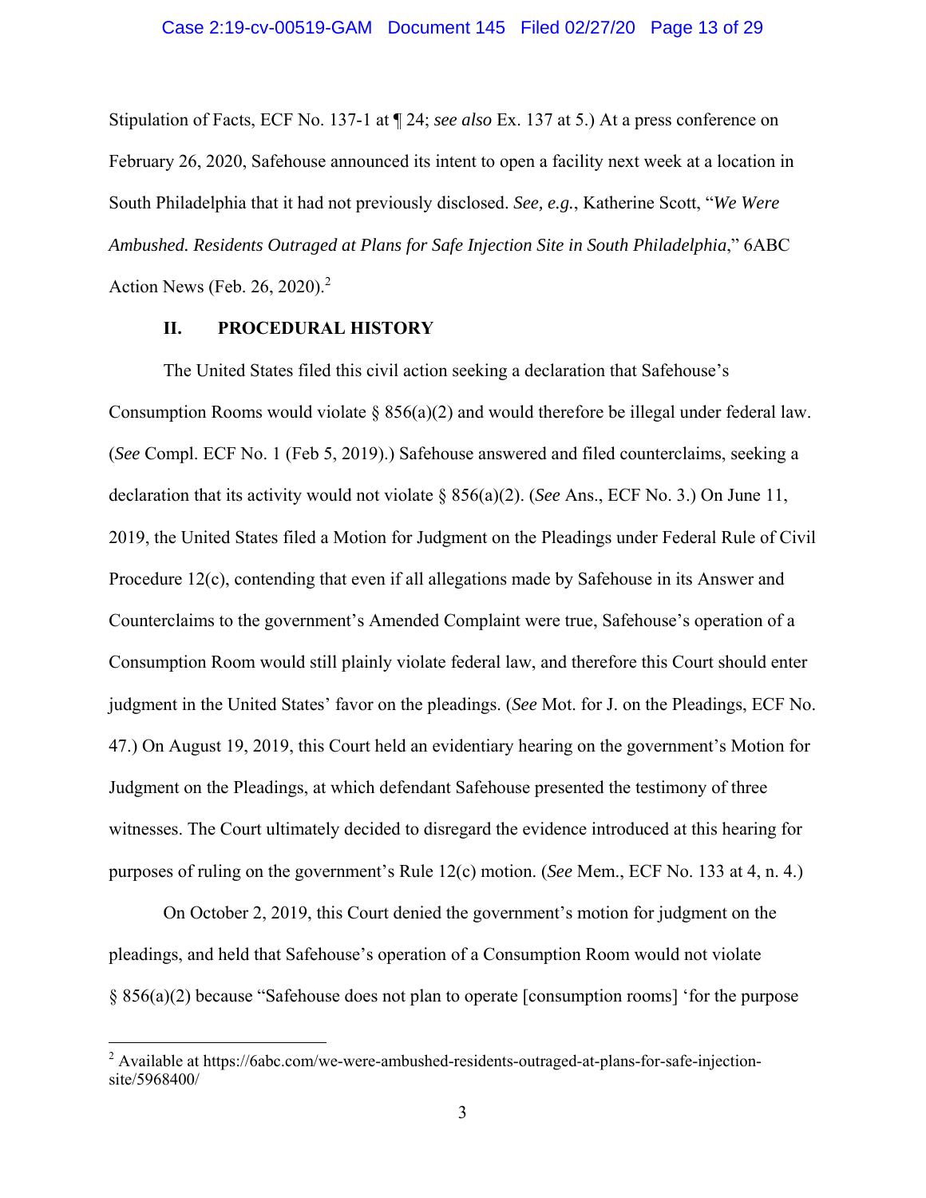Stipulation of Facts, ECF No. 137-1 at ¶ 24; *see also* Ex. 137 at 5.) At a press conference on February 26, 2020, Safehouse announced its intent to open a facility next week at a location in South Philadelphia that it had not previously disclosed. *See, e.g.*, Katherine Scott, "*We Were Ambushed. Residents Outraged at Plans for Safe Injection Site in South Philadelphia*," 6ABC Action News (Feb. 26, 2020).[2]

## II. PROCEDURAL HISTORY

The United States filed this civil action seeking a declaration that Safehouse's Consumption Rooms would violate § 856(a)(2) and would therefore be illegal under federal law. (*See* Compl. ECF No. 1 (Feb 5, 2019).) Safehouse answered and filed counterclaims, seeking a declaration that its activity would not violate § 856(a)(2). (*See* Ans., ECF No. 3.) On June 11, 2019, the United States filed a Motion for Judgment on the Pleadings under Federal Rule of Civil Procedure 12(c), contending that even if all allegations made by Safehouse in its Answer and Counterclaims to the government's Amended Complaint were true, Safehouse's operation of a Consumption Room would still plainly violate federal law, and therefore this Court should enter judgment in the United States' favor on the pleadings. (*See* Mot. for J. on the Pleadings, ECF No. 47.) On August 19, 2019, this Court held an evidentiary hearing on the government's Motion for Judgment on the Pleadings, at which defendant Safehouse presented the testimony of three witnesses. The Court ultimately decided to disregard the evidence introduced at this hearing for purposes of ruling on the government's Rule 12(c) motion. (*See* Mem., ECF No. 133 at 4, n. 4.)

On October 2, 2019, this Court denied the government's motion for judgment on the pleadings, and held that Safehouse's operation of a Consumption Room would not violate § 856(a)(2) because "Safehouse does not plan to operate [consumption rooms] 'for the purpose

---

[2] Available at https://6abc.com/we-were-ambushed-residents-outraged-at-plans-for-safe-injection-site/5968400/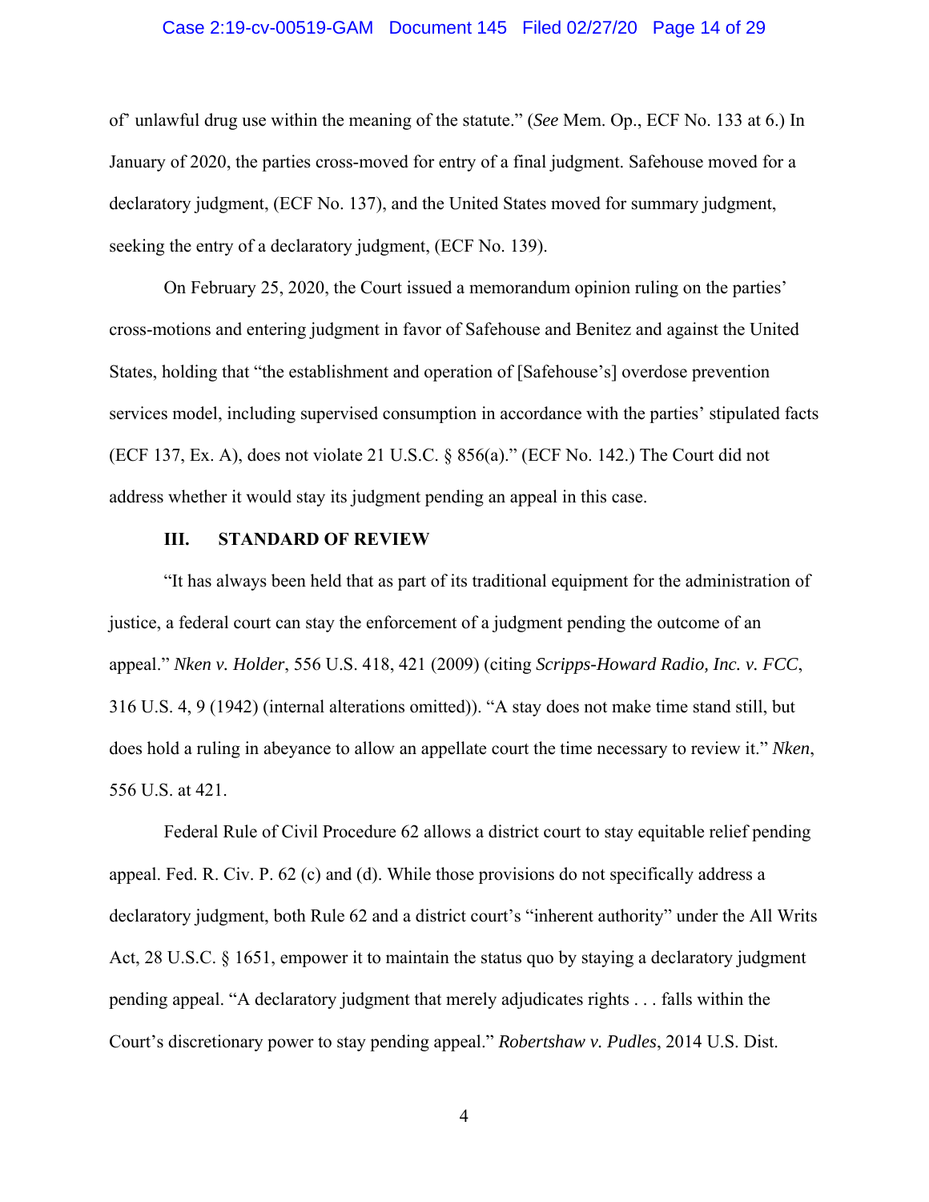of' unlawful drug use within the meaning of the statute." (*See* Mem. Op., ECF No. 133 at 6.) In January of 2020, the parties cross-moved for entry of a final judgment. Safehouse moved for a declaratory judgment, (ECF No. 137), and the United States moved for summary judgment, seeking the entry of a declaratory judgment, (ECF No. 139).

On February 25, 2020, the Court issued a memorandum opinion ruling on the parties' cross-motions and entering judgment in favor of Safehouse and Benitez and against the United States, holding that "the establishment and operation of [Safehouse's] overdose prevention services model, including supervised consumption in accordance with the parties' stipulated facts (ECF 137, Ex. A), does not violate 21 U.S.C. § 856(a)." (ECF No. 142.) The Court did not address whether it would stay its judgment pending an appeal in this case.

## III. STANDARD OF REVIEW

"It has always been held that as part of its traditional equipment for the administration of justice, a federal court can stay the enforcement of a judgment pending the outcome of an appeal." *Nken v. Holder*, 556 U.S. 418, 421 (2009) (citing *Scripps-Howard Radio, Inc. v. FCC*, 316 U.S. 4, 9 (1942) (internal alterations omitted)). "A stay does not make time stand still, but does hold a ruling in abeyance to allow an appellate court the time necessary to review it." *Nken*, 556 U.S. at 421.

Federal Rule of Civil Procedure 62 allows a district court to stay equitable relief pending appeal. Fed. R. Civ. P. 62 (c) and (d). While those provisions do not specifically address a declaratory judgment, both Rule 62 and a district court's "inherent authority" under the All Writs Act, 28 U.S.C. § 1651, empower it to maintain the status quo by staying a declaratory judgment pending appeal. "A declaratory judgment that merely adjudicates rights . . . falls within the Court's discretionary power to stay pending appeal." *Robertshaw v. Pudles*, 2014 U.S. Dist.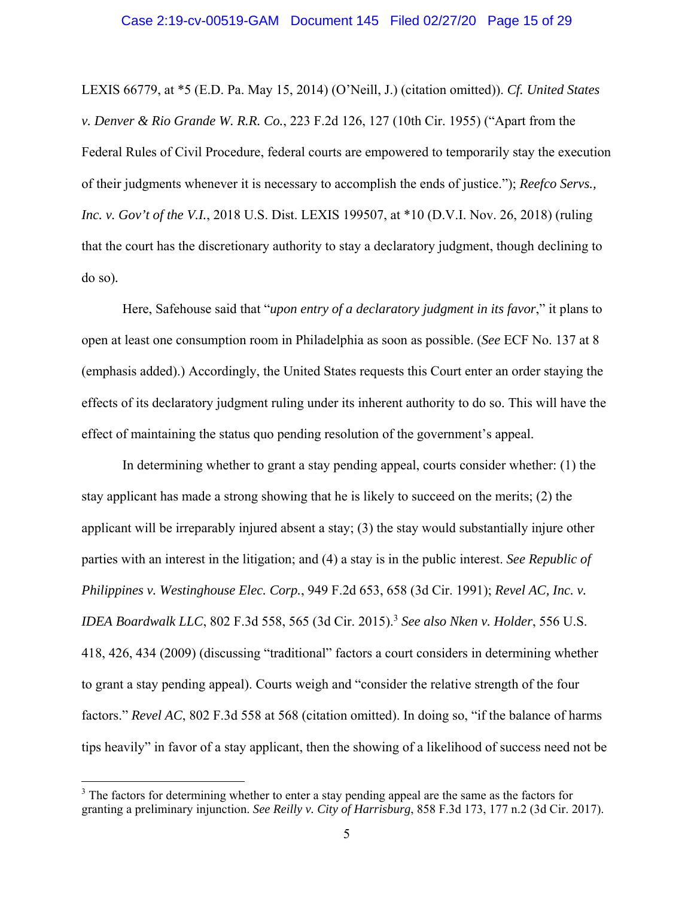LEXIS 66779, at *5 (E.D. Pa. May 15, 2014) (O'Neill, J.) (citation omitted)). *Cf. United States v. Denver & Rio Grande W. R.R. Co.*, 223 F.2d 126, 127 (10th Cir. 1955) ("Apart from the Federal Rules of Civil Procedure, federal courts are empowered to temporarily stay the execution of their judgments whenever it is necessary to accomplish the ends of justice."); *Reefco Servs., Inc. v. Gov't of the V.I.*, 2018 U.S. Dist. LEXIS 199507, at *10 (D.V.I. Nov. 26, 2018) (ruling that the court has the discretionary authority to stay a declaratory judgment, though declining to do so).

Here, Safehouse said that "*upon entry of a declaratory judgment in its favor*," it plans to open at least one consumption room in Philadelphia as soon as possible. (*See* ECF No. 137 at 8 (emphasis added).) Accordingly, the United States requests this Court enter an order staying the effects of its declaratory judgment ruling under its inherent authority to do so. This will have the effect of maintaining the status quo pending resolution of the government's appeal.

In determining whether to grant a stay pending appeal, courts consider whether: (1) the stay applicant has made a strong showing that he is likely to succeed on the merits; (2) the applicant will be irreparably injured absent a stay; (3) the stay would substantially injure other parties with an interest in the litigation; and (4) a stay is in the public interest. *See Republic of Philippines v. Westinghouse Elec. Corp.*, 949 F.2d 653, 658 (3d Cir. 1991); *Revel AC, Inc. v. IDEA Boardwalk LLC*, 802 F.3d 558, 565 (3d Cir. 2015).[3] *See also Nken v. Holder*, 556 U.S. 418, 426, 434 (2009) (discussing "traditional" factors a court considers in determining whether to grant a stay pending appeal). Courts weigh and "consider the relative strength of the four factors." *Revel AC*, 802 F.3d 558 at 568 (citation omitted). In doing so, "if the balance of harms tips heavily" in favor of a stay applicant, then the showing of a likelihood of success need not be

[3] The factors for determining whether to enter a stay pending appeal are the same as the factors for granting a preliminary injunction. *See Reilly v. City of Harrisburg*, 858 F.3d 173, 177 n.2 (3d Cir. 2017).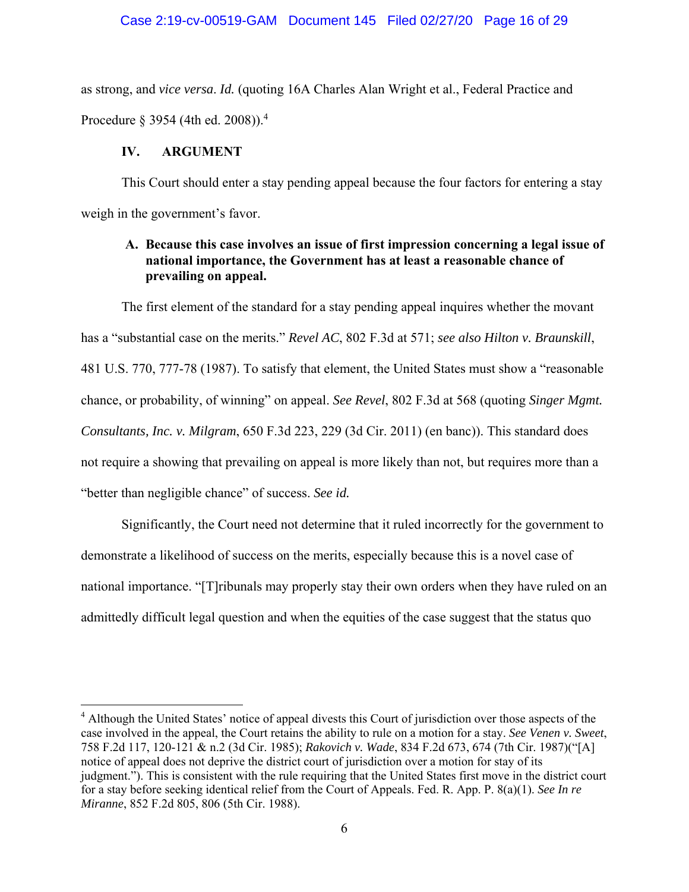as strong, and *vice versa*. *Id.* (quoting 16A Charles Alan Wright et al., Federal Practice and Procedure § 3954 (4th ed. 2008)).[4]

## IV. ARGUMENT

This Court should enter a stay pending appeal because the four factors for entering a stay weigh in the government's favor.

### A. Because this case involves an issue of first impression concerning a legal issue of national importance, the Government has at least a reasonable chance of prevailing on appeal.

The first element of the standard for a stay pending appeal inquires whether the movant has a "substantial case on the merits." *Revel AC*, 802 F.3d at 571; *see also Hilton v. Braunskill*, 481 U.S. 770, 777-78 (1987). To satisfy that element, the United States must show a "reasonable chance, or probability, of winning" on appeal. *See Revel*, 802 F.3d at 568 (quoting *Singer Mgmt. Consultants, Inc. v. Milgram*, 650 F.3d 223, 229 (3d Cir. 2011) (en banc)). This standard does not require a showing that prevailing on appeal is more likely than not, but requires more than a "better than negligible chance" of success. *See id.*

Significantly, the Court need not determine that it ruled incorrectly for the government to demonstrate a likelihood of success on the merits, especially because this is a novel case of national importance. "[T]ribunals may properly stay their own orders when they have ruled on an admittedly difficult legal question and when the equities of the case suggest that the status quo

---

[4] Although the United States' notice of appeal divests this Court of jurisdiction over those aspects of the case involved in the appeal, the Court retains the ability to rule on a motion for a stay. *See Venen v. Sweet*, 758 F.2d 117, 120-121 & n.2 (3d Cir. 1985); *Rakovich v. Wade*, 834 F.2d 673, 674 (7th Cir. 1987)("[A] notice of appeal does not deprive the district court of jurisdiction over a motion for stay of its judgment."). This is consistent with the rule requiring that the United States first move in the district court for a stay before seeking identical relief from the Court of Appeals. Fed. R. App. P. 8(a)(1). *See In re Miranne*, 852 F.2d 805, 806 (5th Cir. 1988).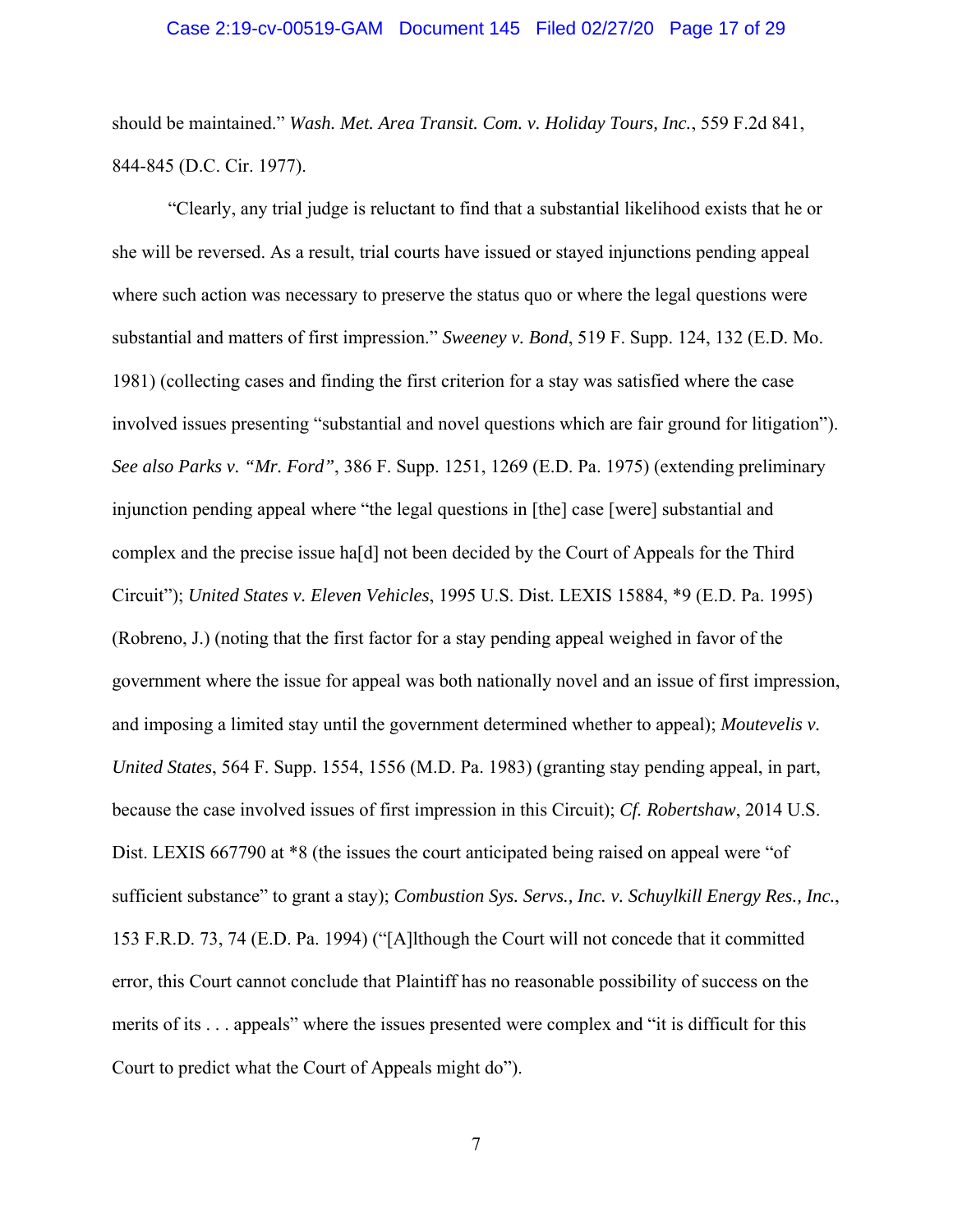should be maintained." *Wash. Met. Area Transit. Com. v. Holiday Tours, Inc.*, 559 F.2d 841, 844-845 (D.C. Cir. 1977).

"Clearly, any trial judge is reluctant to find that a substantial likelihood exists that he or she will be reversed. As a result, trial courts have issued or stayed injunctions pending appeal where such action was necessary to preserve the status quo or where the legal questions were substantial and matters of first impression." *Sweeney v. Bond*, 519 F. Supp. 124, 132 (E.D. Mo. 1981) (collecting cases and finding the first criterion for a stay was satisfied where the case involved issues presenting "substantial and novel questions which are fair ground for litigation"). *See also Parks v. "Mr. Ford"*, 386 F. Supp. 1251, 1269 (E.D. Pa. 1975) (extending preliminary injunction pending appeal where "the legal questions in [the] case [were] substantial and complex and the precise issue ha[d] not been decided by the Court of Appeals for the Third Circuit"); *United States v. Eleven Vehicles*, 1995 U.S. Dist. LEXIS 15884, *9 (E.D. Pa. 1995) (Robreno, J.) (noting that the first factor for a stay pending appeal weighed in favor of the government where the issue for appeal was both nationally novel and an issue of first impression, and imposing a limited stay until the government determined whether to appeal); *Moutevelis v. United States*, 564 F. Supp. 1554, 1556 (M.D. Pa. 1983) (granting stay pending appeal, in part, because the case involved issues of first impression in this Circuit); *Cf. Robertshaw*, 2014 U.S. Dist. LEXIS 667790 at *8 (the issues the court anticipated being raised on appeal were "of sufficient substance" to grant a stay); *Combustion Sys. Servs., Inc. v. Schuylkill Energy Res., Inc.*, 153 F.R.D. 73, 74 (E.D. Pa. 1994) ("[A]lthough the Court will not concede that it committed error, this Court cannot conclude that Plaintiff has no reasonable possibility of success on the merits of its . . . appeals" where the issues presented were complex and "it is difficult for this Court to predict what the Court of Appeals might do").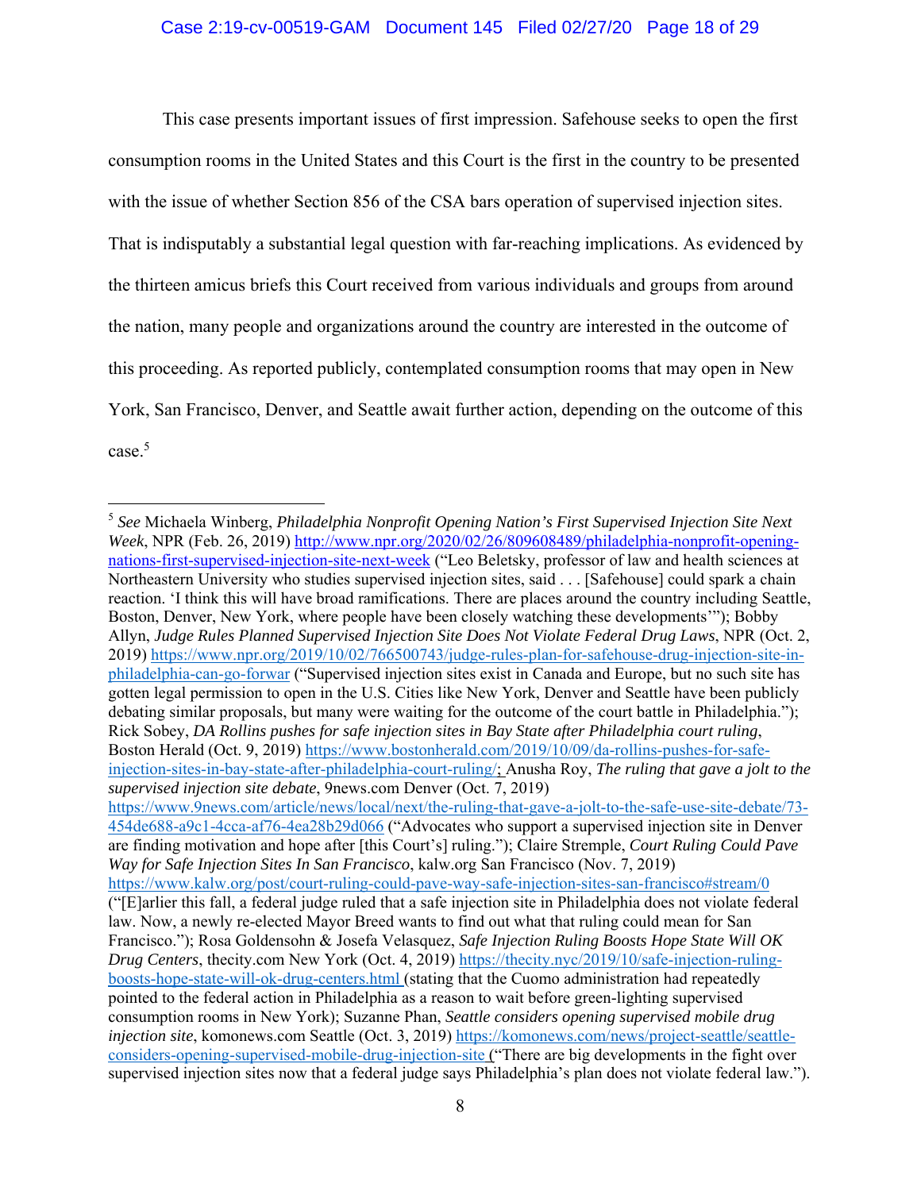This case presents important issues of first impression. Safehouse seeks to open the first consumption rooms in the United States and this Court is the first in the country to be presented with the issue of whether Section 856 of the CSA bars operation of supervised injection sites. That is indisputably a substantial legal question with far-reaching implications. As evidenced by the thirteen amicus briefs this Court received from various individuals and groups from around the nation, many people and organizations around the country are interested in the outcome of this proceeding. As reported publicly, contemplated consumption rooms that may open in New York, San Francisco, Denver, and Seattle await further action, depending on the outcome of this case.[5]

---

[5] *See* Michaela Winberg, *Philadelphia Nonprofit Opening Nation's First Supervised Injection Site Next Week*, NPR (Feb. 26, 2019) http://www.npr.org/2020/02/26/809608489/philadelphia-nonprofit-opening-nations-first-supervised-injection-site-next-week ("Leo Beletsky, professor of law and health sciences at Northeastern University who studies supervised injection sites, said . . . [Safehouse] could spark a chain reaction. 'I think this will have broad ramifications. There are places around the country including Seattle, Boston, Denver, New York, where people have been closely watching these developments'"); Bobby Allyn, *Judge Rules Planned Supervised Injection Site Does Not Violate Federal Drug Laws*, NPR (Oct. 2, 2019) https://www.npr.org/2019/10/02/766500743/judge-rules-plan-for-safehouse-drug-injection-site-in-philadelphia-can-go-forwar ("Supervised injection sites exist in Canada and Europe, but no such site has gotten legal permission to open in the U.S. Cities like New York, Denver and Seattle have been publicly debating similar proposals, but many were waiting for the outcome of the court battle in Philadelphia."); Rick Sobey, *DA Rollins pushes for safe injection sites in Bay State after Philadelphia court ruling*, Boston Herald (Oct. 9, 2019) https://www.bostonherald.com/2019/10/09/da-rollins-pushes-for-safe-injection-sites-in-bay-state-after-philadelphia-court-ruling/; Anusha Roy, *The ruling that gave a jolt to the supervised injection site debate*, 9news.com Denver (Oct. 7, 2019) https://www.9news.com/article/news/local/next/the-ruling-that-gave-a-jolt-to-the-safe-use-site-debate/73-454de688-a9c1-4cca-af76-4ea28b29d066 ("Advocates who support a supervised injection site in Denver are finding motivation and hope after [this Court's] ruling."); Claire Stremple, *Court Ruling Could Pave Way for Safe Injection Sites In San Francisco*, kalw.org San Francisco (Nov. 7, 2019) https://www.kalw.org/post/court-ruling-could-pave-way-safe-injection-sites-san-francisco#stream/0 ("[E]arlier this fall, a federal judge ruled that a safe injection site in Philadelphia does not violate federal law. Now, a newly re-elected Mayor Breed wants to find out what that ruling could mean for San Francisco."); Rosa Goldensohn & Josefa Velasquez, *Safe Injection Ruling Boosts Hope State Will OK Drug Centers*, thecity.com New York (Oct. 4, 2019) https://thecity.nyc/2019/10/safe-injection-ruling-boosts-hope-state-will-ok-drug-centers.html (stating that the Cuomo administration had repeatedly pointed to the federal action in Philadelphia as a reason to wait before green-lighting supervised consumption rooms in New York); Suzanne Phan, *Seattle considers opening supervised mobile drug injection site*, komonews.com Seattle (Oct. 3, 2019) https://komonews.com/news/project-seattle/seattle-considers-opening-supervised-mobile-drug-injection-site ("There are big developments in the fight over supervised injection sites now that a federal judge says Philadelphia's plan does not violate federal law.").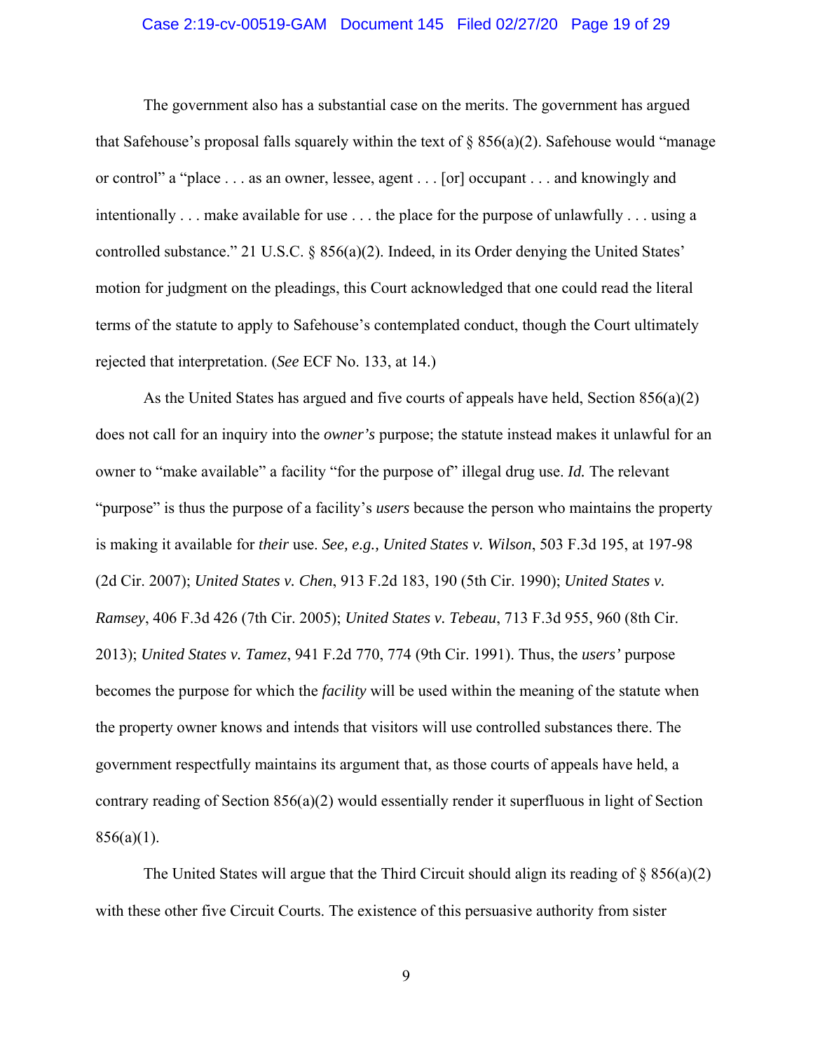The government also has a substantial case on the merits. The government has argued that Safehouse's proposal falls squarely within the text of § 856(a)(2). Safehouse would "manage or control" a "place . . . as an owner, lessee, agent . . . [or] occupant . . . and knowingly and intentionally . . . make available for use . . . the place for the purpose of unlawfully . . . using a controlled substance." 21 U.S.C. § 856(a)(2). Indeed, in its Order denying the United States' motion for judgment on the pleadings, this Court acknowledged that one could read the literal terms of the statute to apply to Safehouse's contemplated conduct, though the Court ultimately rejected that interpretation. (*See* ECF No. 133, at 14.)

As the United States has argued and five courts of appeals have held, Section 856(a)(2) does not call for an inquiry into the *owner's* purpose; the statute instead makes it unlawful for an owner to "make available" a facility "for the purpose of" illegal drug use. *Id.* The relevant "purpose" is thus the purpose of a facility's *users* because the person who maintains the property is making it available for *their* use. *See, e.g., United States v. Wilson*, 503 F.3d 195, at 197-98 (2d Cir. 2007); *United States v. Chen*, 913 F.2d 183, 190 (5th Cir. 1990); *United States v. Ramsey*, 406 F.3d 426 (7th Cir. 2005); *United States v. Tebeau*, 713 F.3d 955, 960 (8th Cir. 2013); *United States v. Tamez*, 941 F.2d 770, 774 (9th Cir. 1991). Thus, the *users'* purpose becomes the purpose for which the *facility* will be used within the meaning of the statute when the property owner knows and intends that visitors will use controlled substances there. The government respectfully maintains its argument that, as those courts of appeals have held, a contrary reading of Section 856(a)(2) would essentially render it superfluous in light of Section 856(a)(1).

The United States will argue that the Third Circuit should align its reading of § 856(a)(2) with these other five Circuit Courts. The existence of this persuasive authority from sister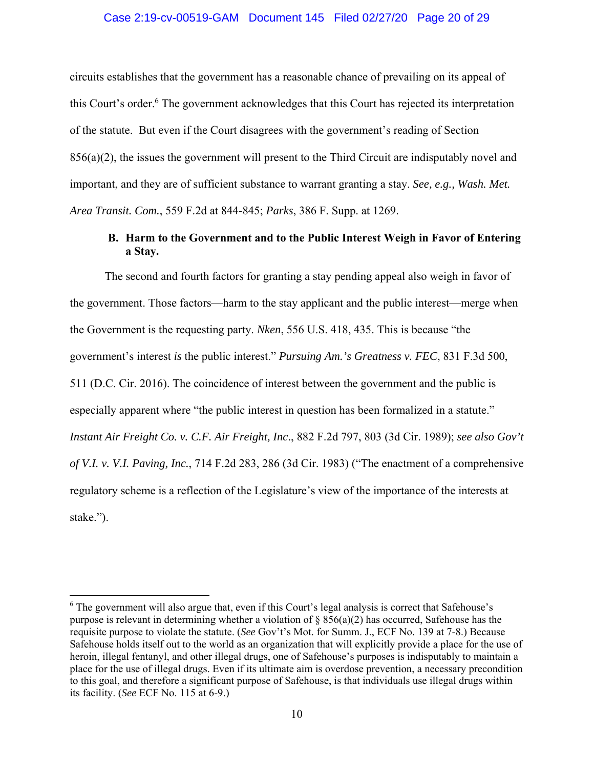circuits establishes that the government has a reasonable chance of prevailing on its appeal of this Court's order.[6] The government acknowledges that this Court has rejected its interpretation of the statute. But even if the Court disagrees with the government's reading of Section 856(a)(2), the issues the government will present to the Third Circuit are indisputably novel and important, and they are of sufficient substance to warrant granting a stay. *See, e.g., Wash. Met. Area Transit. Com.*, 559 F.2d at 844-845; *Parks*, 386 F. Supp. at 1269.

### B. Harm to the Government and to the Public Interest Weigh in Favor of Entering a Stay.

The second and fourth factors for granting a stay pending appeal also weigh in favor of the government. Those factors—harm to the stay applicant and the public interest—merge when the Government is the requesting party. *Nken*, 556 U.S. 418, 435. This is because "the government's interest *is* the public interest." *Pursuing Am.'s Greatness v. FEC*, 831 F.3d 500, 511 (D.C. Cir. 2016). The coincidence of interest between the government and the public is especially apparent where "the public interest in question has been formalized in a statute." *Instant Air Freight Co. v. C.F. Air Freight, Inc*., 882 F.2d 797, 803 (3d Cir. 1989); *see also Gov't of V.I. v. V.I. Paving, Inc.*, 714 F.2d 283, 286 (3d Cir. 1983) ("The enactment of a comprehensive regulatory scheme is a reflection of the Legislature's view of the importance of the interests at stake.").

---

[6] The government will also argue that, even if this Court's legal analysis is correct that Safehouse's purpose is relevant in determining whether a violation of § 856(a)(2) has occurred, Safehouse has the requisite purpose to violate the statute. (*See* Gov't's Mot. for Summ. J., ECF No. 139 at 7-8.) Because Safehouse holds itself out to the world as an organization that will explicitly provide a place for the use of heroin, illegal fentanyl, and other illegal drugs, one of Safehouse's purposes is indisputably to maintain a place for the use of illegal drugs. Even if its ultimate aim is overdose prevention, a necessary precondition to this goal, and therefore a significant purpose of Safehouse, is that individuals use illegal drugs within its facility. (*See* ECF No. 115 at 6-9.)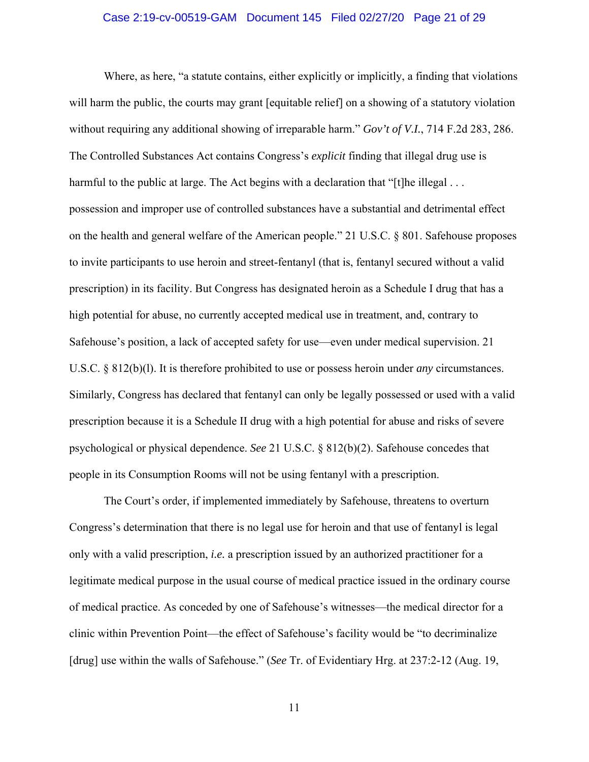Where, as here, "a statute contains, either explicitly or implicitly, a finding that violations will harm the public, the courts may grant [equitable relief] on a showing of a statutory violation without requiring any additional showing of irreparable harm." *Gov't of V.I.*, 714 F.2d 283, 286. The Controlled Substances Act contains Congress's *explicit* finding that illegal drug use is harmful to the public at large. The Act begins with a declaration that "[t]he illegal . . . possession and improper use of controlled substances have a substantial and detrimental effect on the health and general welfare of the American people." 21 U.S.C. § 801. Safehouse proposes to invite participants to use heroin and street-fentanyl (that is, fentanyl secured without a valid prescription) in its facility. But Congress has designated heroin as a Schedule I drug that has a high potential for abuse, no currently accepted medical use in treatment, and, contrary to Safehouse's position, a lack of accepted safety for use—even under medical supervision. 21 U.S.C. § 812(b)(l). It is therefore prohibited to use or possess heroin under *any* circumstances. Similarly, Congress has declared that fentanyl can only be legally possessed or used with a valid prescription because it is a Schedule II drug with a high potential for abuse and risks of severe psychological or physical dependence. *See* 21 U.S.C. § 812(b)(2). Safehouse concedes that people in its Consumption Rooms will not be using fentanyl with a prescription.

The Court's order, if implemented immediately by Safehouse, threatens to overturn Congress's determination that there is no legal use for heroin and that use of fentanyl is legal only with a valid prescription, *i.e.* a prescription issued by an authorized practitioner for a legitimate medical purpose in the usual course of medical practice issued in the ordinary course of medical practice. As conceded by one of Safehouse's witnesses—the medical director for a clinic within Prevention Point—the effect of Safehouse's facility would be "to decriminalize [drug] use within the walls of Safehouse." (*See* Tr. of Evidentiary Hrg. at 237:2-12 (Aug. 19,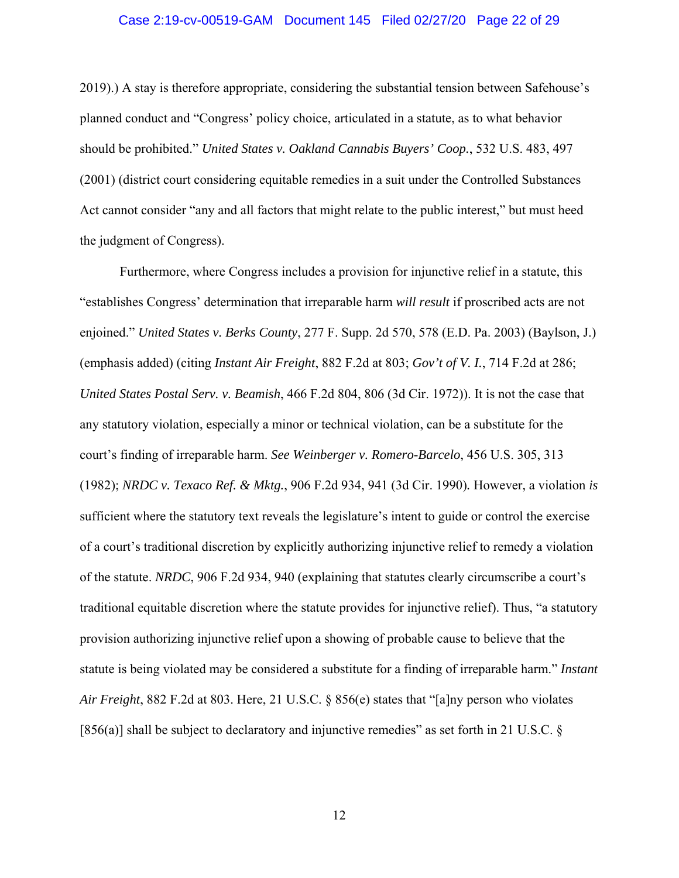2019).) A stay is therefore appropriate, considering the substantial tension between Safehouse's planned conduct and "Congress' policy choice, articulated in a statute, as to what behavior should be prohibited." *United States v. Oakland Cannabis Buyers' Coop.*, 532 U.S. 483, 497 (2001) (district court considering equitable remedies in a suit under the Controlled Substances Act cannot consider "any and all factors that might relate to the public interest," but must heed the judgment of Congress).

Furthermore, where Congress includes a provision for injunctive relief in a statute, this "establishes Congress' determination that irreparable harm *will result* if proscribed acts are not enjoined." *United States v. Berks County*, 277 F. Supp. 2d 570, 578 (E.D. Pa. 2003) (Baylson, J.) (emphasis added) (citing *Instant Air Freight*, 882 F.2d at 803; *Gov't of V. I.*, 714 F.2d at 286; *United States Postal Serv. v. Beamish*, 466 F.2d 804, 806 (3d Cir. 1972)). It is not the case that any statutory violation, especially a minor or technical violation, can be a substitute for the court's finding of irreparable harm. *See Weinberger v. Romero-Barcelo*, 456 U.S. 305, 313 (1982); *NRDC v. Texaco Ref. & Mktg.*, 906 F.2d 934, 941 (3d Cir. 1990). However, a violation *is* sufficient where the statutory text reveals the legislature's intent to guide or control the exercise of a court's traditional discretion by explicitly authorizing injunctive relief to remedy a violation of the statute. *NRDC*, 906 F.2d 934, 940 (explaining that statutes clearly circumscribe a court's traditional equitable discretion where the statute provides for injunctive relief). Thus, "a statutory provision authorizing injunctive relief upon a showing of probable cause to believe that the statute is being violated may be considered a substitute for a finding of irreparable harm." *Instant Air Freight*, 882 F.2d at 803. Here, 21 U.S.C. § 856(e) states that "[a]ny person who violates [856(a)] shall be subject to declaratory and injunctive remedies" as set forth in 21 U.S.C. §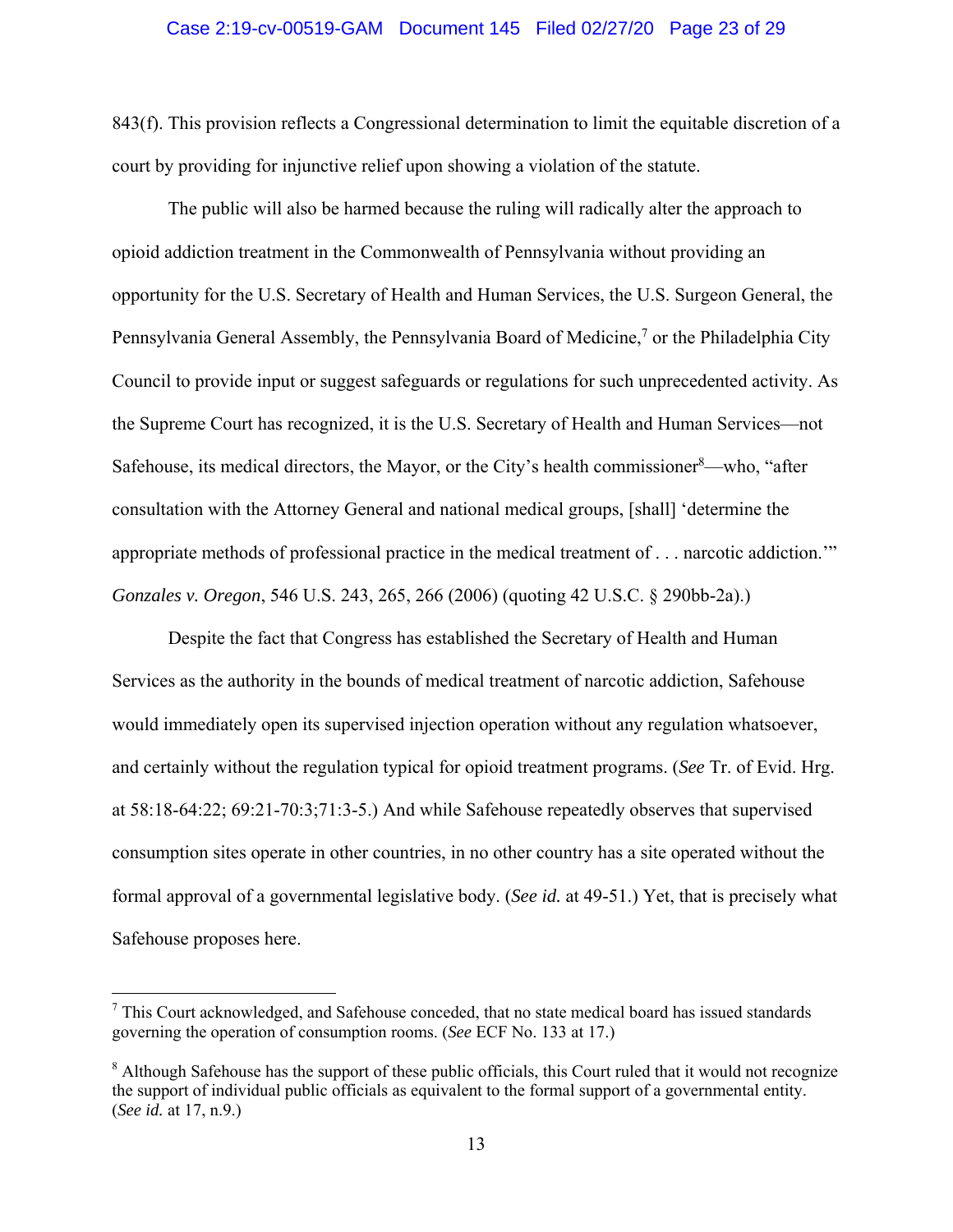843(f). This provision reflects a Congressional determination to limit the equitable discretion of a court by providing for injunctive relief upon showing a violation of the statute.

The public will also be harmed because the ruling will radically alter the approach to opioid addiction treatment in the Commonwealth of Pennsylvania without providing an opportunity for the U.S. Secretary of Health and Human Services, the U.S. Surgeon General, the Pennsylvania General Assembly, the Pennsylvania Board of Medicine,[7] or the Philadelphia City Council to provide input or suggest safeguards or regulations for such unprecedented activity. As the Supreme Court has recognized, it is the U.S. Secretary of Health and Human Services—not Safehouse, its medical directors, the Mayor, or the City's health commissioner[8]—who, "after consultation with the Attorney General and national medical groups, [shall] 'determine the appropriate methods of professional practice in the medical treatment of . . . narcotic addiction.'" *Gonzales v. Oregon*, 546 U.S. 243, 265, 266 (2006) (quoting 42 U.S.C. § 290bb-2a).)

Despite the fact that Congress has established the Secretary of Health and Human Services as the authority in the bounds of medical treatment of narcotic addiction, Safehouse would immediately open its supervised injection operation without any regulation whatsoever, and certainly without the regulation typical for opioid treatment programs. (*See* Tr. of Evid. Hrg. at 58:18-64:22; 69:21-70:3;71:3-5.) And while Safehouse repeatedly observes that supervised consumption sites operate in other countries, in no other country has a site operated without the formal approval of a governmental legislative body. (*See id.* at 49-51.) Yet, that is precisely what Safehouse proposes here.

---

[7] This Court acknowledged, and Safehouse conceded, that no state medical board has issued standards governing the operation of consumption rooms. (*See* ECF No. 133 at 17.)

[8] Although Safehouse has the support of these public officials, this Court ruled that it would not recognize the support of individual public officials as equivalent to the formal support of a governmental entity. (*See id.* at 17, n.9.)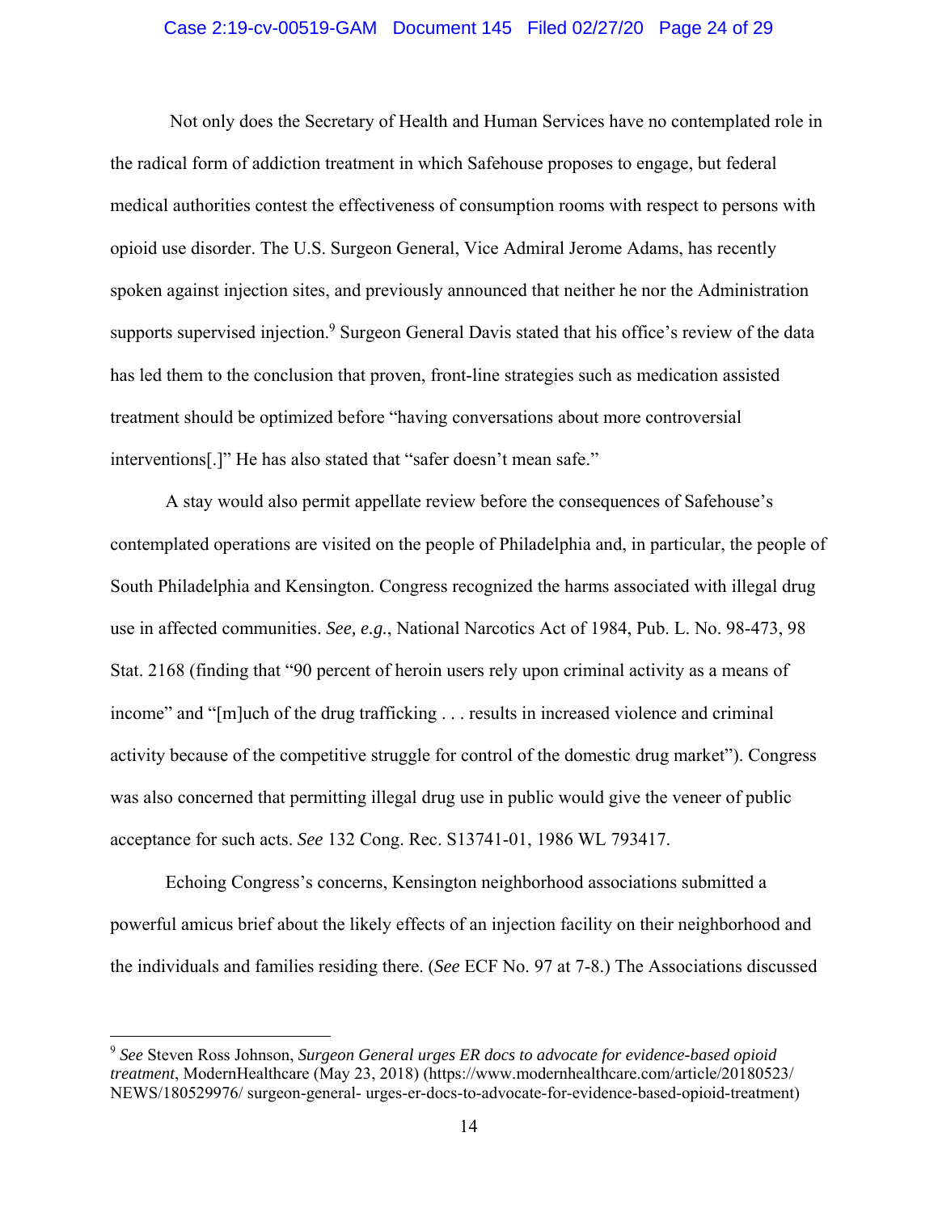Not only does the Secretary of Health and Human Services have no contemplated role in the radical form of addiction treatment in which Safehouse proposes to engage, but federal medical authorities contest the effectiveness of consumption rooms with respect to persons with opioid use disorder. The U.S. Surgeon General, Vice Admiral Jerome Adams, has recently spoken against injection sites, and previously announced that neither he nor the Administration supports supervised injection.[9] Surgeon General Davis stated that his office's review of the data has led them to the conclusion that proven, front-line strategies such as medication assisted treatment should be optimized before "having conversations about more controversial interventions[.]" He has also stated that "safer doesn't mean safe."

A stay would also permit appellate review before the consequences of Safehouse's contemplated operations are visited on the people of Philadelphia and, in particular, the people of South Philadelphia and Kensington. Congress recognized the harms associated with illegal drug use in affected communities. *See, e.g.*, National Narcotics Act of 1984, Pub. L. No. 98-473, 98 Stat. 2168 (finding that "90 percent of heroin users rely upon criminal activity as a means of income" and "[m]uch of the drug trafficking . . . results in increased violence and criminal activity because of the competitive struggle for control of the domestic drug market"). Congress was also concerned that permitting illegal drug use in public would give the veneer of public acceptance for such acts. *See* 132 Cong. Rec. S13741-01, 1986 WL 793417.

Echoing Congress's concerns, Kensington neighborhood associations submitted a powerful amicus brief about the likely effects of an injection facility on their neighborhood and the individuals and families residing there. (*See* ECF No. 97 at 7-8.) The Associations discussed

---

[9] *See* Steven Ross Johnson, *Surgeon General urges ER docs to advocate for evidence-based opioid treatment*, ModernHealthcare (May 23, 2018) (https://www.modernhealthcare.com/article/20180523/NEWS/180529976/ surgeon-general- urges-er-docs-to-advocate-for-evidence-based-opioid-treatment)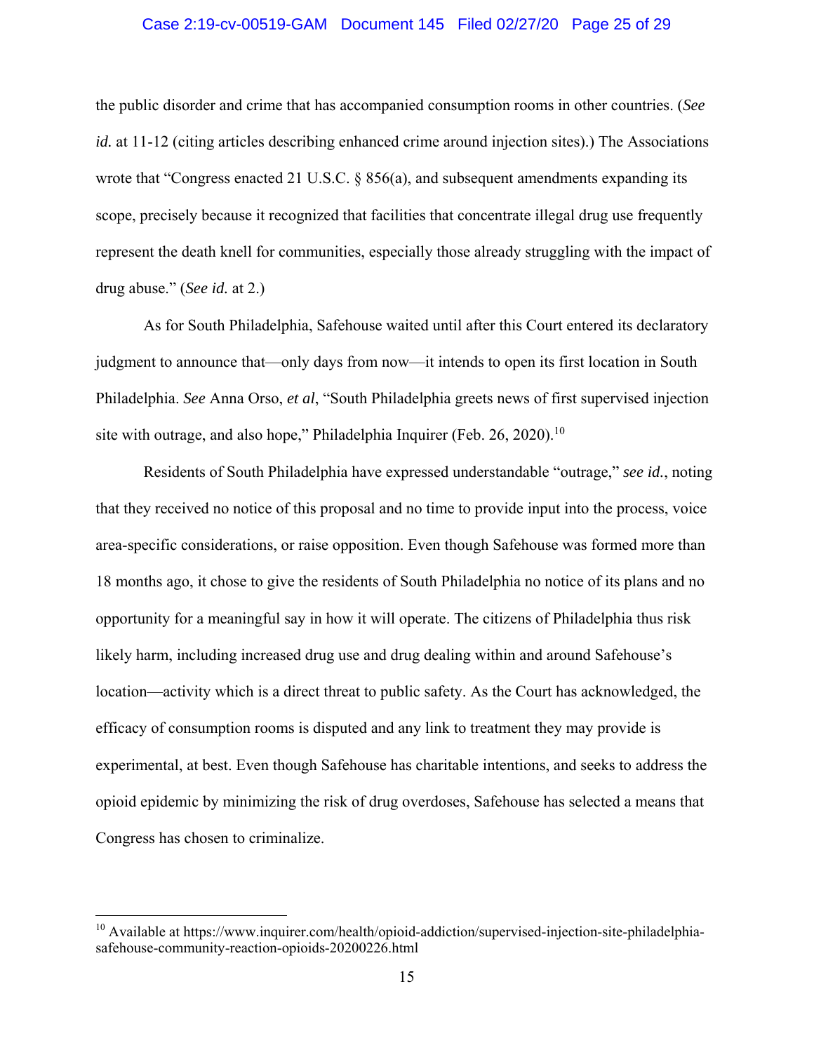the public disorder and crime that has accompanied consumption rooms in other countries. (*See id.* at 11-12 (citing articles describing enhanced crime around injection sites).) The Associations wrote that "Congress enacted 21 U.S.C. § 856(a), and subsequent amendments expanding its scope, precisely because it recognized that facilities that concentrate illegal drug use frequently represent the death knell for communities, especially those already struggling with the impact of drug abuse." (*See id.* at 2.)

As for South Philadelphia, Safehouse waited until after this Court entered its declaratory judgment to announce that—only days from now—it intends to open its first location in South Philadelphia. *See* Anna Orso, *et al*, "South Philadelphia greets news of first supervised injection site with outrage, and also hope," Philadelphia Inquirer (Feb. 26, 2020).[10]

Residents of South Philadelphia have expressed understandable "outrage," *see id.*, noting that they received no notice of this proposal and no time to provide input into the process, voice area-specific considerations, or raise opposition. Even though Safehouse was formed more than 18 months ago, it chose to give the residents of South Philadelphia no notice of its plans and no opportunity for a meaningful say in how it will operate. The citizens of Philadelphia thus risk likely harm, including increased drug use and drug dealing within and around Safehouse's location—activity which is a direct threat to public safety. As the Court has acknowledged, the efficacy of consumption rooms is disputed and any link to treatment they may provide is experimental, at best. Even though Safehouse has charitable intentions, and seeks to address the opioid epidemic by minimizing the risk of drug overdoses, Safehouse has selected a means that Congress has chosen to criminalize.

---

[10] Available at https://www.inquirer.com/health/opioid-addiction/supervised-injection-site-philadelphia-safehouse-community-reaction-opioids-20200226.html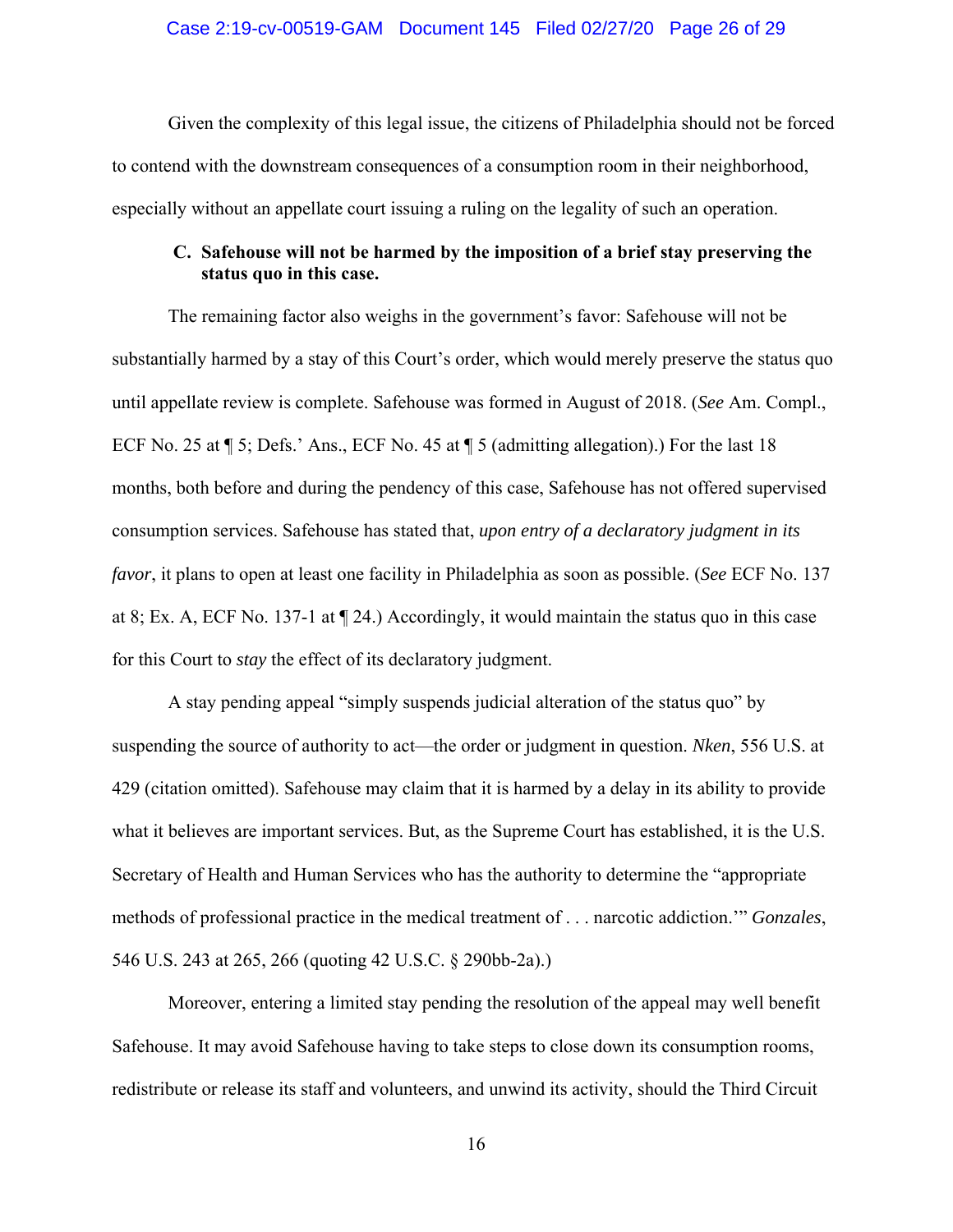Given the complexity of this legal issue, the citizens of Philadelphia should not be forced to contend with the downstream consequences of a consumption room in their neighborhood, especially without an appellate court issuing a ruling on the legality of such an operation.

### C. Safehouse will not be harmed by the imposition of a brief stay preserving the status quo in this case.

The remaining factor also weighs in the government's favor: Safehouse will not be substantially harmed by a stay of this Court's order, which would merely preserve the status quo until appellate review is complete. Safehouse was formed in August of 2018. (*See* Am. Compl., ECF No. 25 at ¶ 5; Defs.' Ans., ECF No. 45 at ¶ 5 (admitting allegation).) For the last 18 months, both before and during the pendency of this case, Safehouse has not offered supervised consumption services. Safehouse has stated that, *upon entry of a declaratory judgment in its favor*, it plans to open at least one facility in Philadelphia as soon as possible. (*See* ECF No. 137 at 8; Ex. A, ECF No. 137-1 at ¶ 24.) Accordingly, it would maintain the status quo in this case for this Court to *stay* the effect of its declaratory judgment.

A stay pending appeal "simply suspends judicial alteration of the status quo" by suspending the source of authority to act—the order or judgment in question. *Nken*, 556 U.S. at 429 (citation omitted). Safehouse may claim that it is harmed by a delay in its ability to provide what it believes are important services. But, as the Supreme Court has established, it is the U.S. Secretary of Health and Human Services who has the authority to determine the "appropriate methods of professional practice in the medical treatment of . . . narcotic addiction.'" *Gonzales*, 546 U.S. 243 at 265, 266 (quoting 42 U.S.C. § 290bb-2a).)

Moreover, entering a limited stay pending the resolution of the appeal may well benefit Safehouse. It may avoid Safehouse having to take steps to close down its consumption rooms, redistribute or release its staff and volunteers, and unwind its activity, should the Third Circuit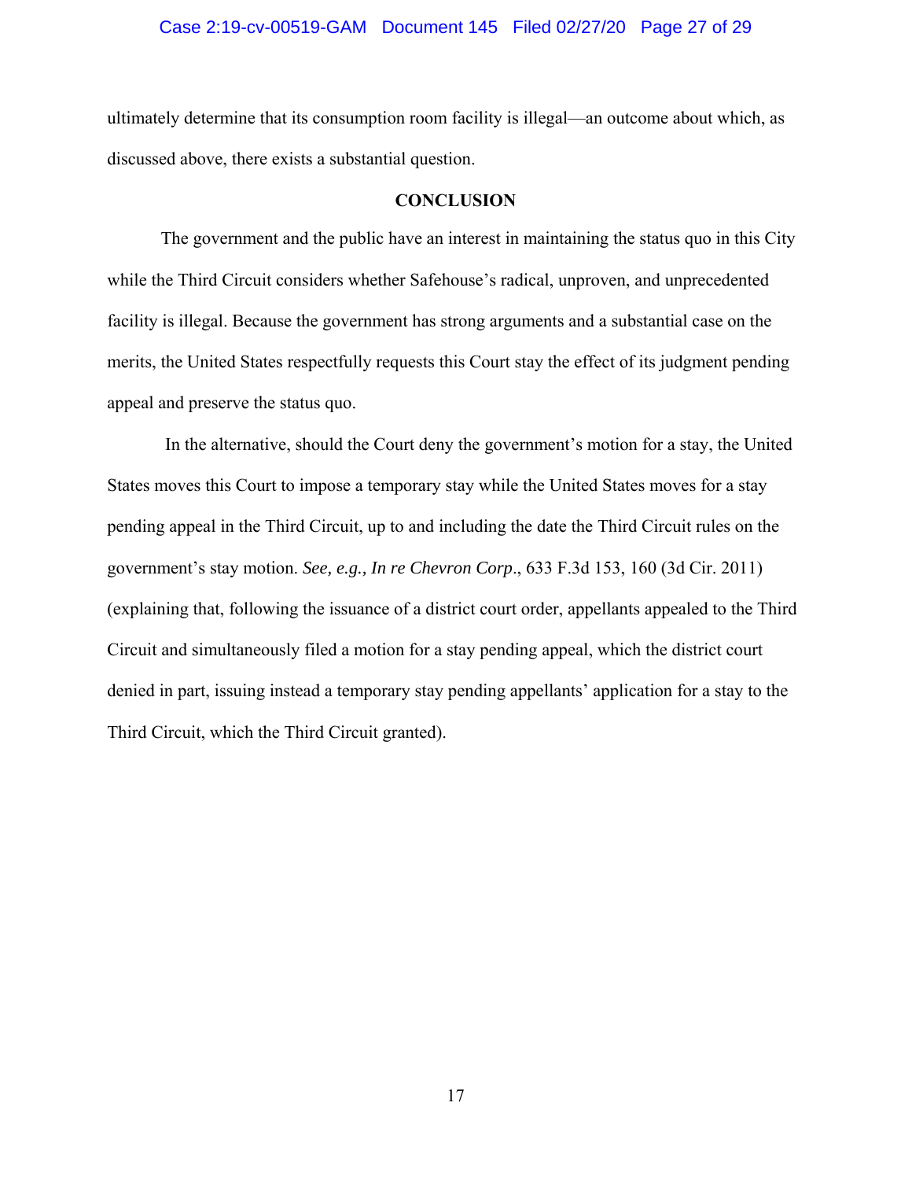ultimately determine that its consumption room facility is illegal—an outcome about which, as discussed above, there exists a substantial question.

## CONCLUSION

The government and the public have an interest in maintaining the status quo in this City while the Third Circuit considers whether Safehouse's radical, unproven, and unprecedented facility is illegal. Because the government has strong arguments and a substantial case on the merits, the United States respectfully requests this Court stay the effect of its judgment pending appeal and preserve the status quo.

In the alternative, should the Court deny the government's motion for a stay, the United States moves this Court to impose a temporary stay while the United States moves for a stay pending appeal in the Third Circuit, up to and including the date the Third Circuit rules on the government's stay motion. *See, e.g., In re Chevron Corp*., 633 F.3d 153, 160 (3d Cir. 2011) (explaining that, following the issuance of a district court order, appellants appealed to the Third Circuit and simultaneously filed a motion for a stay pending appeal, which the district court denied in part, issuing instead a temporary stay pending appellants' application for a stay to the Third Circuit, which the Third Circuit granted).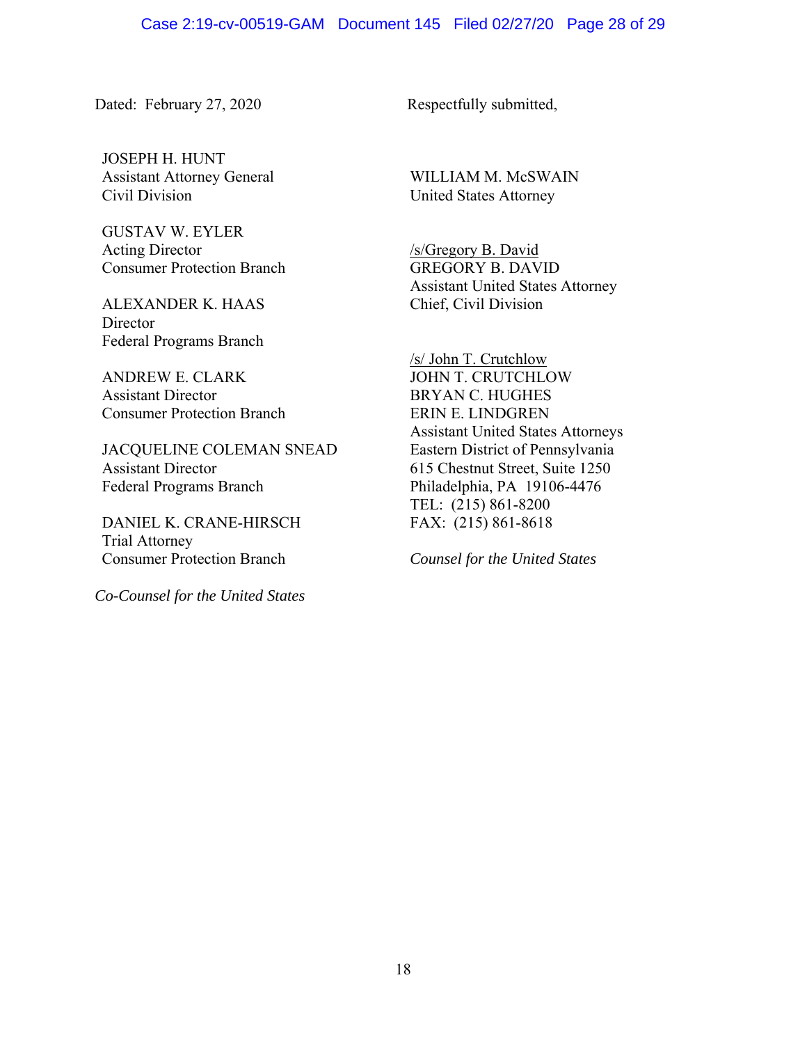Dated: February 27, 2020

Respectfully submitted,

JOSEPH H. HUNT
Assistant Attorney General
Civil Division

GUSTAV W. EYLER
Acting Director
Consumer Protection Branch

ALEXANDER K. HAAS
Director
Federal Programs Branch

ANDREW E. CLARK
Assistant Director
Consumer Protection Branch

JACQUELINE COLEMAN SNEAD
Assistant Director
Federal Programs Branch

DANIEL K. CRANE-HIRSCH
Trial Attorney
Consumer Protection Branch

*Co-Counsel for the United States*

WILLIAM M. McSWAIN
United States Attorney

/s/Gregory B. David
GREGORY B. DAVID
Assistant United States Attorney
Chief, Civil Division

/s/ John T. Crutchlow
JOHN T. CRUTCHLOW
BRYAN C. HUGHES
ERIN E. LINDGREN
Assistant United States Attorneys
Eastern District of Pennsylvania
615 Chestnut Street, Suite 1250
Philadelphia, PA 19106-4476
TEL: (215) 861-8200
FAX: (215) 861-8618

*Counsel for the United States*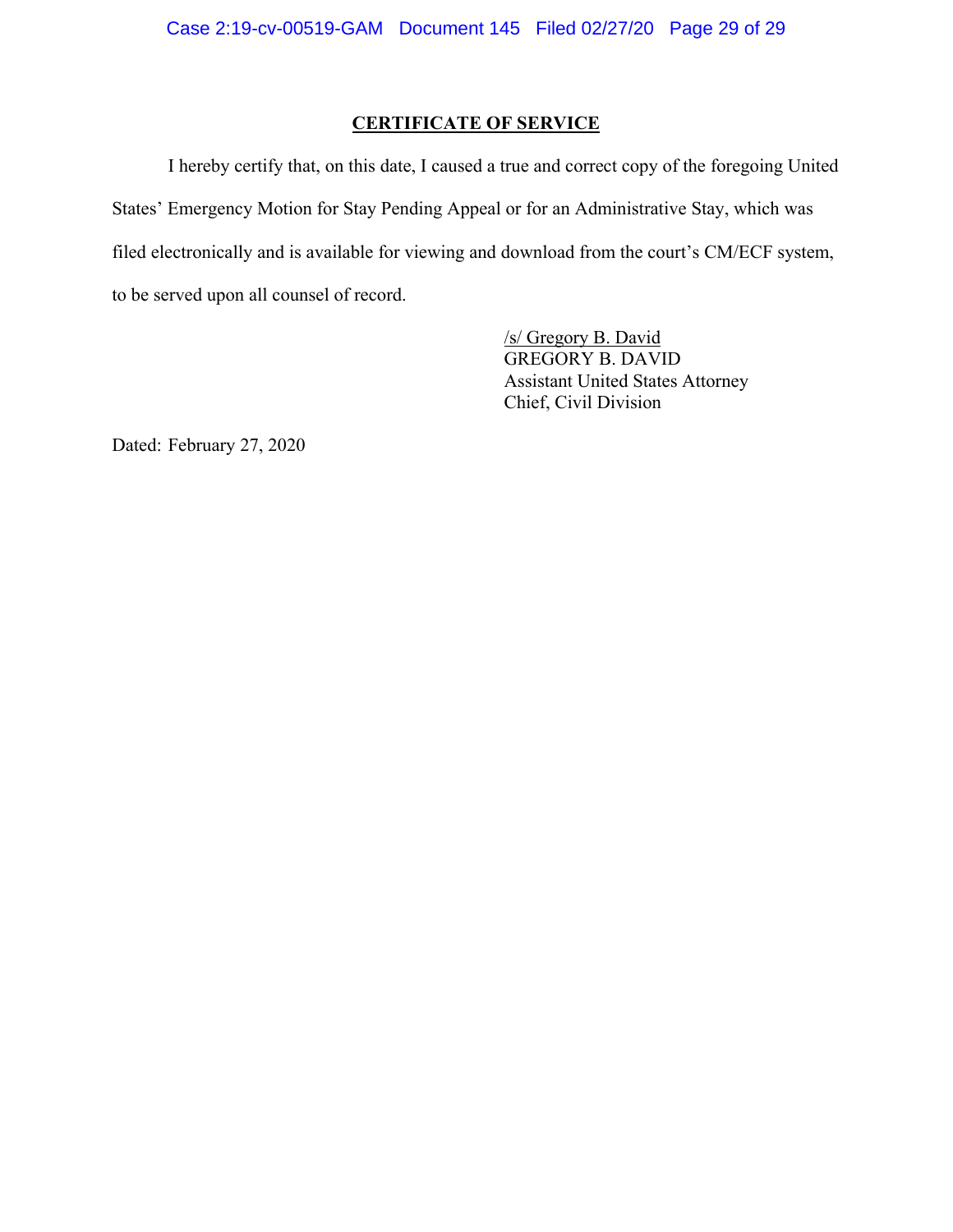## CERTIFICATE OF SERVICE

I hereby certify that, on this date, I caused a true and correct copy of the foregoing United States' Emergency Motion for Stay Pending Appeal or for an Administrative Stay, which was filed electronically and is available for viewing and download from the court's CM/ECF system, to be served upon all counsel of record.

/s/ Gregory B. David
GREGORY B. DAVID
Assistant United States Attorney
Chief, Civil Division

Dated: February 27, 2020